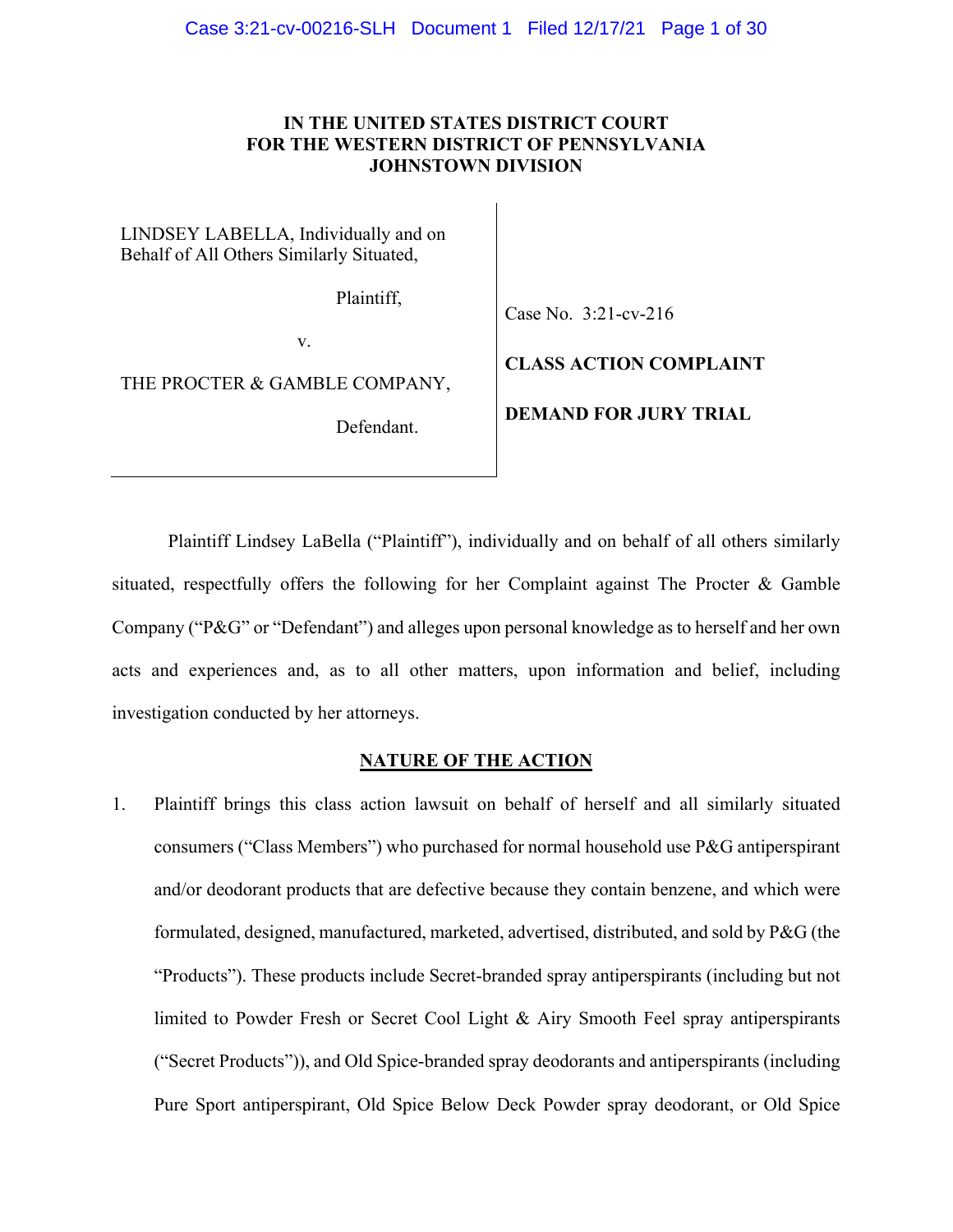**IN THE UNITED STATES DISTRICT COURT**
**FOR THE WESTERN DISTRICT OF PENNSYLVANIA**
**JOHNSTOWN DIVISION**

| | |
|---|---|
| LINDSEY LABELLA, Individually and on Behalf of All Others Similarly Situated, | |
| Plaintiff, | Case No. 3:21-cv-216 |
| v. | **CLASS ACTION COMPLAINT** |
| THE PROCTER & GAMBLE COMPANY, | **DEMAND FOR JURY TRIAL** |
| Defendant. | |

Plaintiff Lindsey LaBella ("Plaintiff"), individually and on behalf of all others similarly situated, respectfully offers the following for her Complaint against The Procter & Gamble Company ("P&G" or "Defendant") and alleges upon personal knowledge as to herself and her own acts and experiences and, as to all other matters, upon information and belief, including investigation conducted by her attorneys.

## NATURE OF THE ACTION

1. Plaintiff brings this class action lawsuit on behalf of herself and all similarly situated consumers ("Class Members") who purchased for normal household use P&G antiperspirant and/or deodorant products that are defective because they contain benzene, and which were formulated, designed, manufactured, marketed, advertised, distributed, and sold by P&G (the "Products"). These products include Secret-branded spray antiperspirants (including but not limited to Powder Fresh or Secret Cool Light & Airy Smooth Feel spray antiperspirants ("Secret Products")), and Old Spice-branded spray deodorants and antiperspirants (including Pure Sport antiperspirant, Old Spice Below Deck Powder spray deodorant, or Old Spice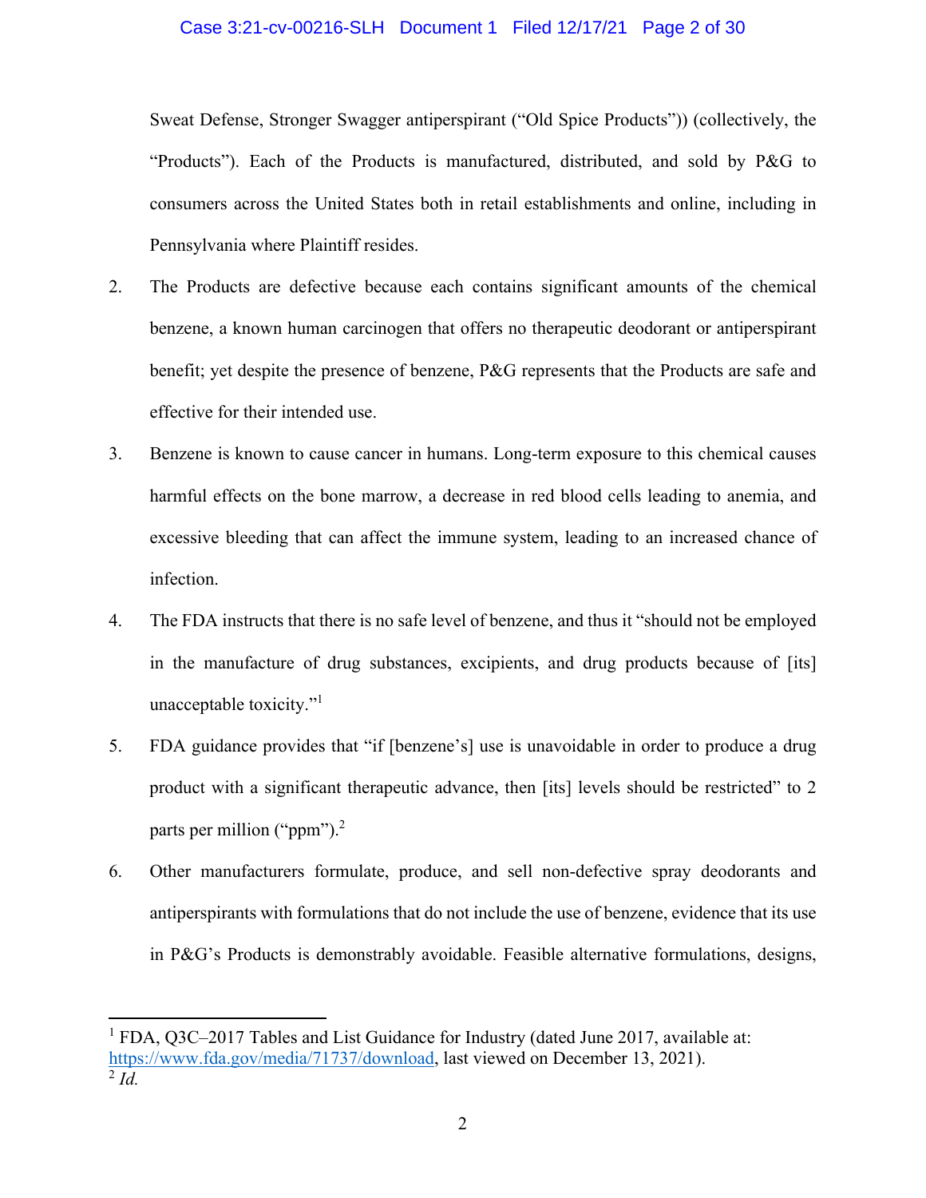Sweat Defense, Stronger Swagger antiperspirant ("Old Spice Products")) (collectively, the "Products"). Each of the Products is manufactured, distributed, and sold by P&G to consumers across the United States both in retail establishments and online, including in Pennsylvania where Plaintiff resides.

2. The Products are defective because each contains significant amounts of the chemical benzene, a known human carcinogen that offers no therapeutic deodorant or antiperspirant benefit; yet despite the presence of benzene, P&G represents that the Products are safe and effective for their intended use.

3. Benzene is known to cause cancer in humans. Long-term exposure to this chemical causes harmful effects on the bone marrow, a decrease in red blood cells leading to anemia, and excessive bleeding that can affect the immune system, leading to an increased chance of infection.

4. The FDA instructs that there is no safe level of benzene, and thus it "should not be employed in the manufacture of drug substances, excipients, and drug products because of [its] unacceptable toxicity."[1]

5. FDA guidance provides that "if [benzene's] use is unavoidable in order to produce a drug product with a significant therapeutic advance, then [its] levels should be restricted" to 2 parts per million ("ppm").[2]

6. Other manufacturers formulate, produce, and sell non-defective spray deodorants and antiperspirants with formulations that do not include the use of benzene, evidence that its use in P&G's Products is demonstrably avoidable. Feasible alternative formulations, designs,

---

[1] FDA, Q3C–2017 Tables and List Guidance for Industry (dated June 2017, available at: https://www.fda.gov/media/71737/download, last viewed on December 13, 2021).

[2] *Id.*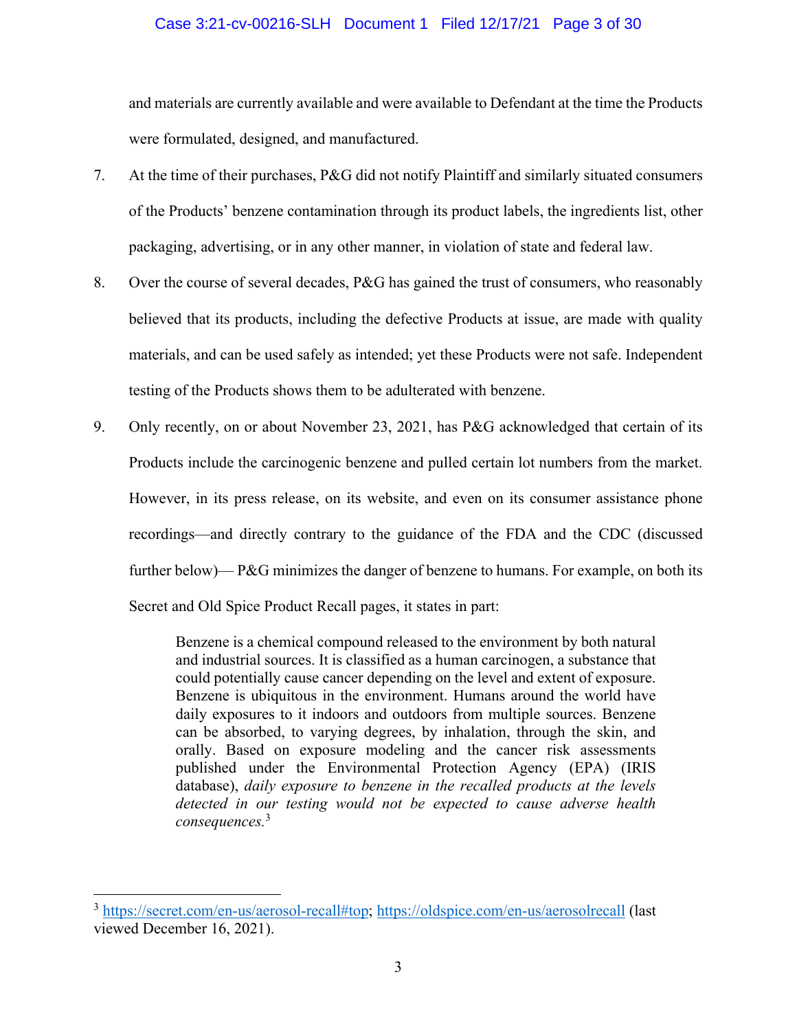and materials are currently available and were available to Defendant at the time the Products were formulated, designed, and manufactured.

7. At the time of their purchases, P&G did not notify Plaintiff and similarly situated consumers of the Products' benzene contamination through its product labels, the ingredients list, other packaging, advertising, or in any other manner, in violation of state and federal law.

8. Over the course of several decades, P&G has gained the trust of consumers, who reasonably believed that its products, including the defective Products at issue, are made with quality materials, and can be used safely as intended; yet these Products were not safe. Independent testing of the Products shows them to be adulterated with benzene.

9. Only recently, on or about November 23, 2021, has P&G acknowledged that certain of its Products include the carcinogenic benzene and pulled certain lot numbers from the market. However, in its press release, on its website, and even on its consumer assistance phone recordings—and directly contrary to the guidance of the FDA and the CDC (discussed further below)— P&G minimizes the danger of benzene to humans. For example, on both its Secret and Old Spice Product Recall pages, it states in part:

> Benzene is a chemical compound released to the environment by both natural and industrial sources. It is classified as a human carcinogen, a substance that could potentially cause cancer depending on the level and extent of exposure. Benzene is ubiquitous in the environment. Humans around the world have daily exposures to it indoors and outdoors from multiple sources. Benzene can be absorbed, to varying degrees, by inhalation, through the skin, and orally. Based on exposure modeling and the cancer risk assessments published under the Environmental Protection Agency (EPA) (IRIS database), *daily exposure to benzene in the recalled products at the levels detected in our testing would not be expected to cause adverse health consequences.*[3]

---

[3] https://secret.com/en-us/aerosol-recall#top; https://oldspice.com/en-us/aerosolrecall (last viewed December 16, 2021).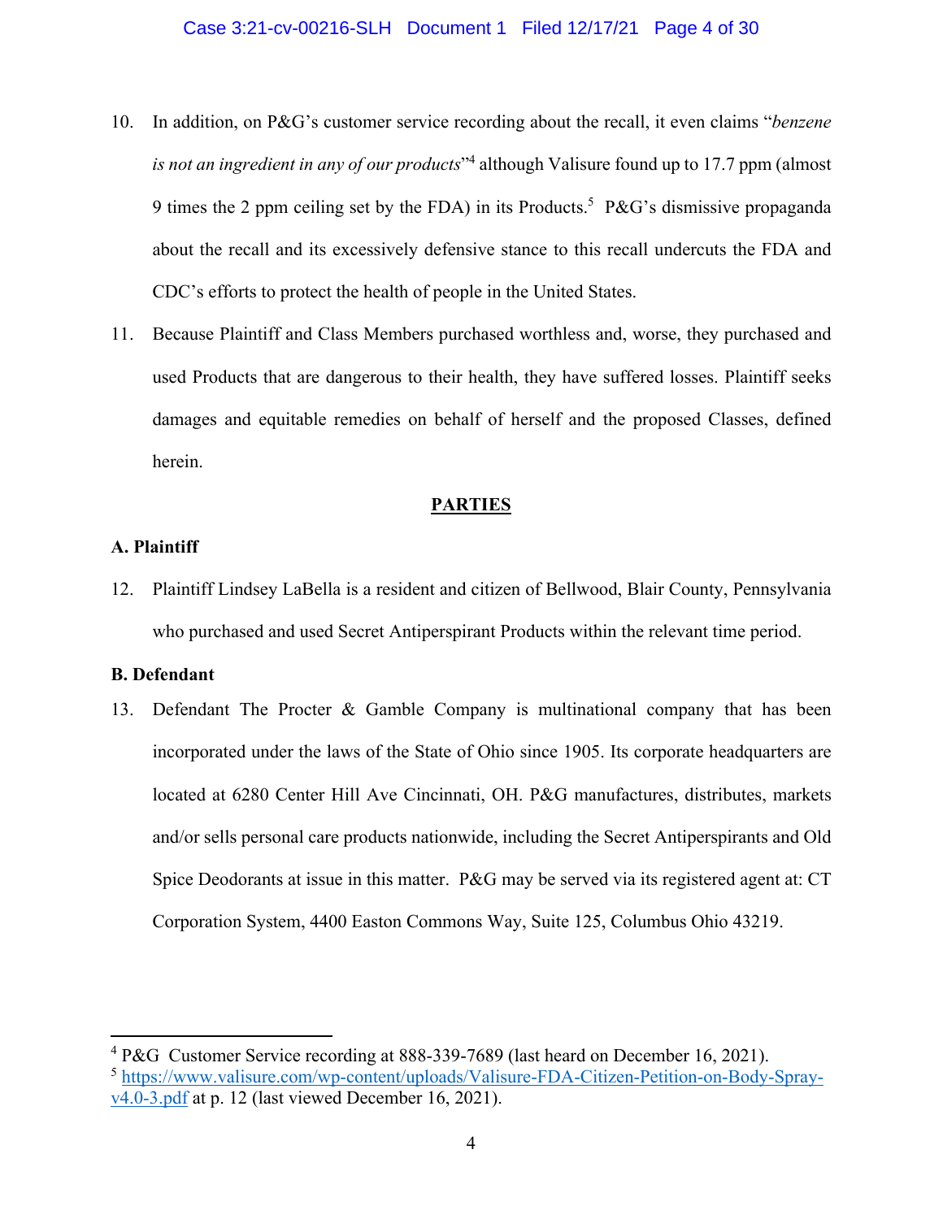10. In addition, on P&G's customer service recording about the recall, it even claims "*benzene is not an ingredient in any of our products*"[4] although Valisure found up to 17.7 ppm (almost 9 times the 2 ppm ceiling set by the FDA) in its Products.[5] P&G's dismissive propaganda about the recall and its excessively defensive stance to this recall undercuts the FDA and CDC's efforts to protect the health of people in the United States.

11. Because Plaintiff and Class Members purchased worthless and, worse, they purchased and used Products that are dangerous to their health, they have suffered losses. Plaintiff seeks damages and equitable remedies on behalf of herself and the proposed Classes, defined herein.

## PARTIES

### A. Plaintiff

12. Plaintiff Lindsey LaBella is a resident and citizen of Bellwood, Blair County, Pennsylvania who purchased and used Secret Antiperspirant Products within the relevant time period.

### B. Defendant

13. Defendant The Procter & Gamble Company is multinational company that has been incorporated under the laws of the State of Ohio since 1905. Its corporate headquarters are located at 6280 Center Hill Ave Cincinnati, OH. P&G manufactures, distributes, markets and/or sells personal care products nationwide, including the Secret Antiperspirants and Old Spice Deodorants at issue in this matter. P&G may be served via its registered agent at: CT Corporation System, 4400 Easton Commons Way, Suite 125, Columbus Ohio 43219.

---

[4] P&G Customer Service recording at 888-339-7689 (last heard on December 16, 2021).

[5] https://www.valisure.com/wp-content/uploads/Valisure-FDA-Citizen-Petition-on-Body-Spray-v4.0-3.pdf at p. 12 (last viewed December 16, 2021).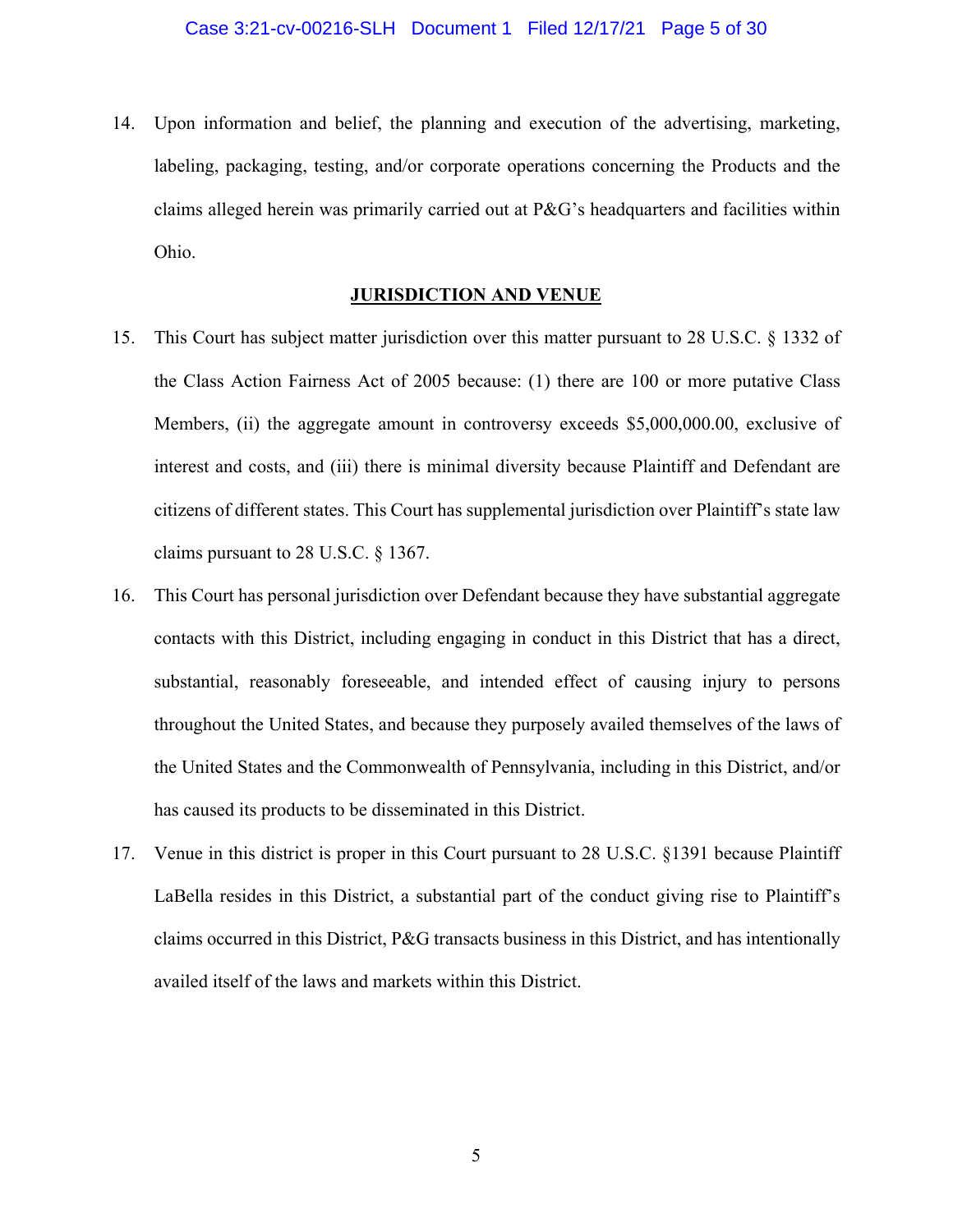14. Upon information and belief, the planning and execution of the advertising, marketing, labeling, packaging, testing, and/or corporate operations concerning the Products and the claims alleged herein was primarily carried out at P&G's headquarters and facilities within Ohio.

## JURISDICTION AND VENUE

15. This Court has subject matter jurisdiction over this matter pursuant to 28 U.S.C. § 1332 of the Class Action Fairness Act of 2005 because: (1) there are 100 or more putative Class Members, (ii) the aggregate amount in controversy exceeds $5,000,000.00, exclusive of interest and costs, and (iii) there is minimal diversity because Plaintiff and Defendant are citizens of different states. This Court has supplemental jurisdiction over Plaintiff's state law claims pursuant to 28 U.S.C. § 1367.

16. This Court has personal jurisdiction over Defendant because they have substantial aggregate contacts with this District, including engaging in conduct in this District that has a direct, substantial, reasonably foreseeable, and intended effect of causing injury to persons throughout the United States, and because they purposely availed themselves of the laws of the United States and the Commonwealth of Pennsylvania, including in this District, and/or has caused its products to be disseminated in this District.

17. Venue in this district is proper in this Court pursuant to 28 U.S.C. §1391 because Plaintiff LaBella resides in this District, a substantial part of the conduct giving rise to Plaintiff's claims occurred in this District, P&G transacts business in this District, and has intentionally availed itself of the laws and markets within this District.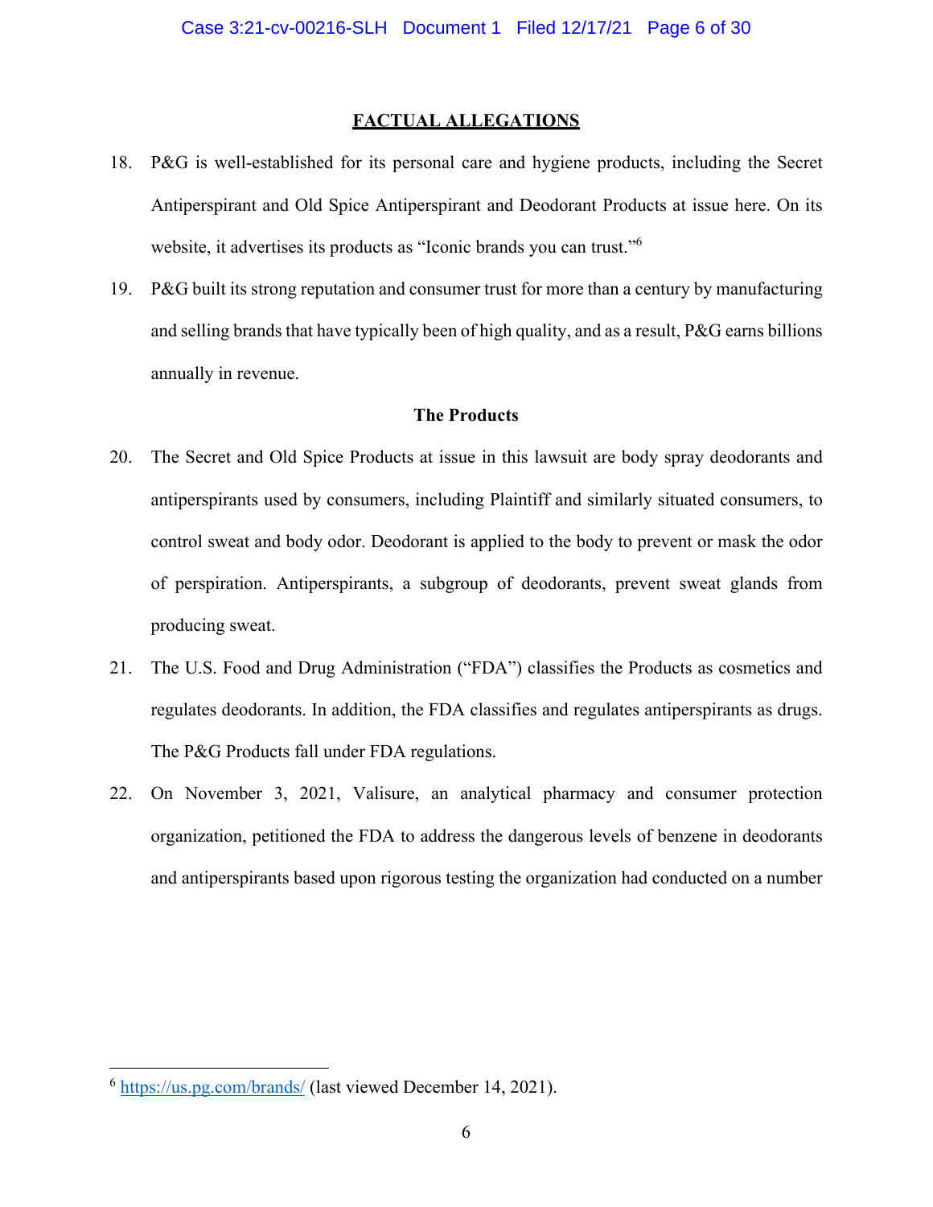## FACTUAL ALLEGATIONS

18. P&G is well-established for its personal care and hygiene products, including the Secret Antiperspirant and Old Spice Antiperspirant and Deodorant Products at issue here. On its website, it advertises its products as "Iconic brands you can trust."[6]

19. P&G built its strong reputation and consumer trust for more than a century by manufacturing and selling brands that have typically been of high quality, and as a result, P&G earns billions annually in revenue.

### The Products

20. The Secret and Old Spice Products at issue in this lawsuit are body spray deodorants and antiperspirants used by consumers, including Plaintiff and similarly situated consumers, to control sweat and body odor. Deodorant is applied to the body to prevent or mask the odor of perspiration. Antiperspirants, a subgroup of deodorants, prevent sweat glands from producing sweat.

21. The U.S. Food and Drug Administration ("FDA") classifies the Products as cosmetics and regulates deodorants. In addition, the FDA classifies and regulates antiperspirants as drugs. The P&G Products fall under FDA regulations.

22. On November 3, 2021, Valisure, an analytical pharmacy and consumer protection organization, petitioned the FDA to address the dangerous levels of benzene in deodorants and antiperspirants based upon rigorous testing the organization had conducted on a number

---

[6] https://us.pg.com/brands/ (last viewed December 14, 2021).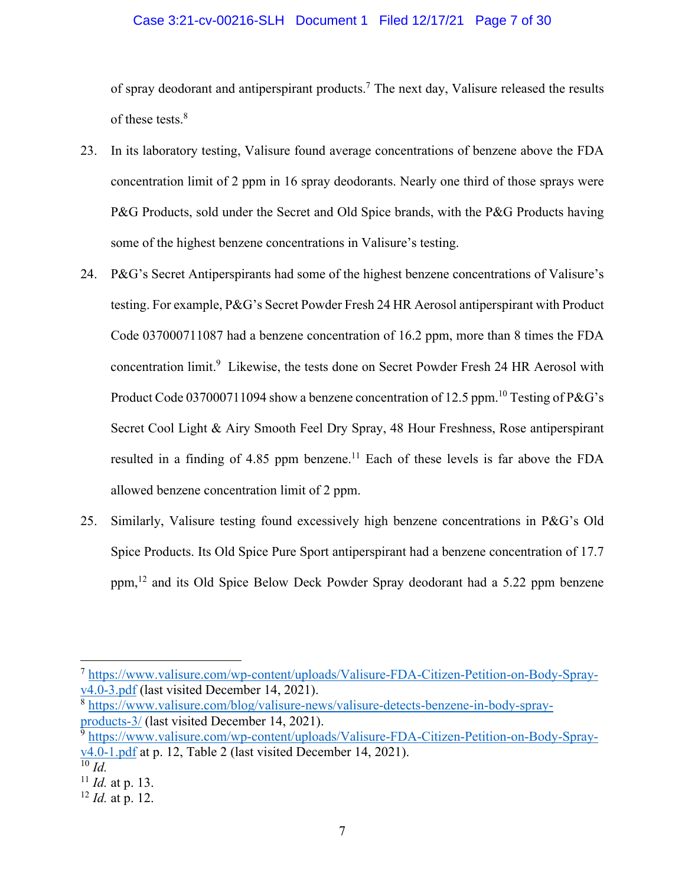of spray deodorant and antiperspirant products.[7] The next day, Valisure released the results of these tests.[8]

23. In its laboratory testing, Valisure found average concentrations of benzene above the FDA concentration limit of 2 ppm in 16 spray deodorants. Nearly one third of those sprays were P&G Products, sold under the Secret and Old Spice brands, with the P&G Products having some of the highest benzene concentrations in Valisure's testing.

24. P&G's Secret Antiperspirants had some of the highest benzene concentrations of Valisure's testing. For example, P&G's Secret Powder Fresh 24 HR Aerosol antiperspirant with Product Code 037000711087 had a benzene concentration of 16.2 ppm, more than 8 times the FDA concentration limit.[9] Likewise, the tests done on Secret Powder Fresh 24 HR Aerosol with Product Code 037000711094 show a benzene concentration of 12.5 ppm.[10] Testing of P&G's Secret Cool Light & Airy Smooth Feel Dry Spray, 48 Hour Freshness, Rose antiperspirant resulted in a finding of 4.85 ppm benzene.[11] Each of these levels is far above the FDA allowed benzene concentration limit of 2 ppm.

25. Similarly, Valisure testing found excessively high benzene concentrations in P&G's Old Spice Products. Its Old Spice Pure Sport antiperspirant had a benzene concentration of 17.7 ppm,[12] and its Old Spice Below Deck Powder Spray deodorant had a 5.22 ppm benzene

---

[7] https://www.valisure.com/wp-content/uploads/Valisure-FDA-Citizen-Petition-on-Body-Spray-v4.0-3.pdf (last visited December 14, 2021).

[8] https://www.valisure.com/blog/valisure-news/valisure-detects-benzene-in-body-spray-products-3/ (last visited December 14, 2021).

[9] https://www.valisure.com/wp-content/uploads/Valisure-FDA-Citizen-Petition-on-Body-Spray-v4.0-1.pdf at p. 12, Table 2 (last visited December 14, 2021).

[10] *Id.*

[11] *Id.* at p. 13.

[12] *Id.* at p. 12.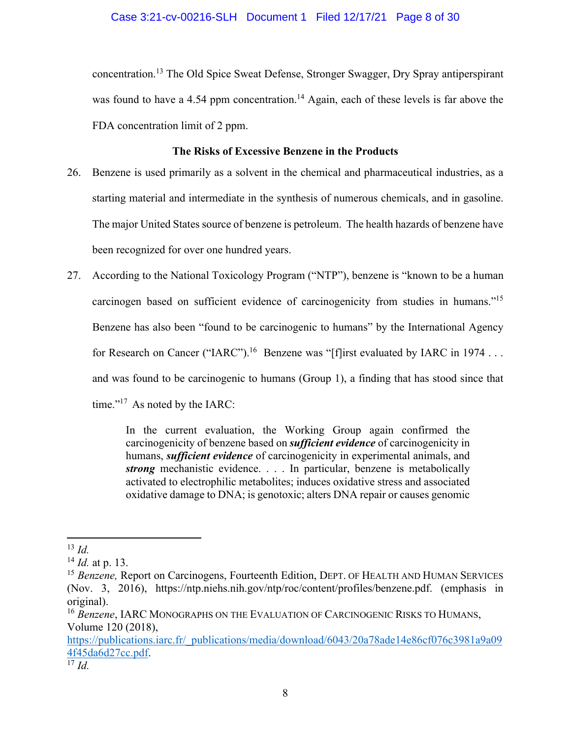concentration.[13] The Old Spice Sweat Defense, Stronger Swagger, Dry Spray antiperspirant was found to have a 4.54 ppm concentration.[14] Again, each of these levels is far above the FDA concentration limit of 2 ppm.

**The Risks of Excessive Benzene in the Products**

26. Benzene is used primarily as a solvent in the chemical and pharmaceutical industries, as a starting material and intermediate in the synthesis of numerous chemicals, and in gasoline. The major United States source of benzene is petroleum. The health hazards of benzene have been recognized for over one hundred years.

27. According to the National Toxicology Program ("NTP"), benzene is "known to be a human carcinogen based on sufficient evidence of carcinogenicity from studies in humans."[15] Benzene has also been "found to be carcinogenic to humans" by the International Agency for Research on Cancer ("IARC").[16] Benzene was "[f]irst evaluated by IARC in 1974 . . . and was found to be carcinogenic to humans (Group 1), a finding that has stood since that time."[17] As noted by the IARC:

> In the current evaluation, the Working Group again confirmed the carcinogenicity of benzene based on ***sufficient evidence*** of carcinogenicity in humans, ***sufficient evidence*** of carcinogenicity in experimental animals, and ***strong*** mechanistic evidence. . . . In particular, benzene is metabolically activated to electrophilic metabolites; induces oxidative stress and associated oxidative damage to DNA; is genotoxic; alters DNA repair or causes genomic

---

[13] *Id.*

[14] *Id.* at p. 13.

[15] *Benzene,* Report on Carcinogens, Fourteenth Edition, DEPT. OF HEALTH AND HUMAN SERVICES (Nov. 3, 2016), https://ntp.niehs.nih.gov/ntp/roc/content/profiles/benzene.pdf. (emphasis in original).

[16] *Benzene*, IARC MONOGRAPHS ON THE EVALUATION OF CARCINOGENIC RISKS TO HUMANS, Volume 120 (2018), https://publications.iarc.fr/_publications/media/download/6043/20a78ade14e86cf076c3981a9a094f45da6d27cc.pdf.

[17] *Id.*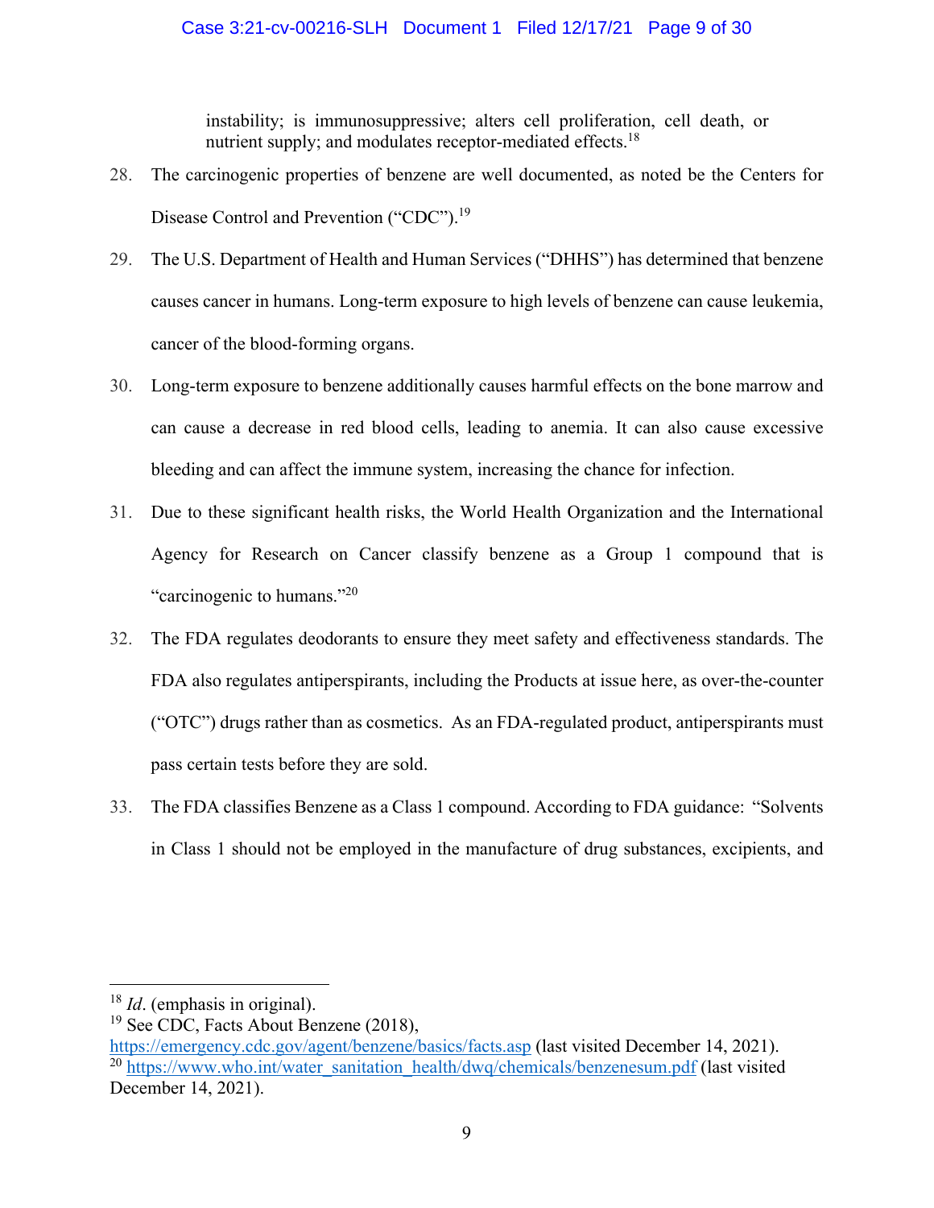> instability; is immunosuppressive; alters cell proliferation, cell death, or nutrient supply; and modulates receptor-mediated effects.[18]

28. The carcinogenic properties of benzene are well documented, as noted be the Centers for Disease Control and Prevention ("CDC").[19]

29. The U.S. Department of Health and Human Services ("DHHS") has determined that benzene causes cancer in humans. Long-term exposure to high levels of benzene can cause leukemia, cancer of the blood-forming organs.

30. Long-term exposure to benzene additionally causes harmful effects on the bone marrow and can cause a decrease in red blood cells, leading to anemia. It can also cause excessive bleeding and can affect the immune system, increasing the chance for infection.

31. Due to these significant health risks, the World Health Organization and the International Agency for Research on Cancer classify benzene as a Group 1 compound that is "carcinogenic to humans."[20]

32. The FDA regulates deodorants to ensure they meet safety and effectiveness standards. The FDA also regulates antiperspirants, including the Products at issue here, as over-the-counter ("OTC") drugs rather than as cosmetics. As an FDA-regulated product, antiperspirants must pass certain tests before they are sold.

33. The FDA classifies Benzene as a Class 1 compound. According to FDA guidance: "Solvents in Class 1 should not be employed in the manufacture of drug substances, excipients, and

---

[18] *Id*. (emphasis in original).

[19] See CDC, Facts About Benzene (2018), https://emergency.cdc.gov/agent/benzene/basics/facts.asp (last visited December 14, 2021).

[20] https://www.who.int/water_sanitation_health/dwq/chemicals/benzenesum.pdf (last visited December 14, 2021).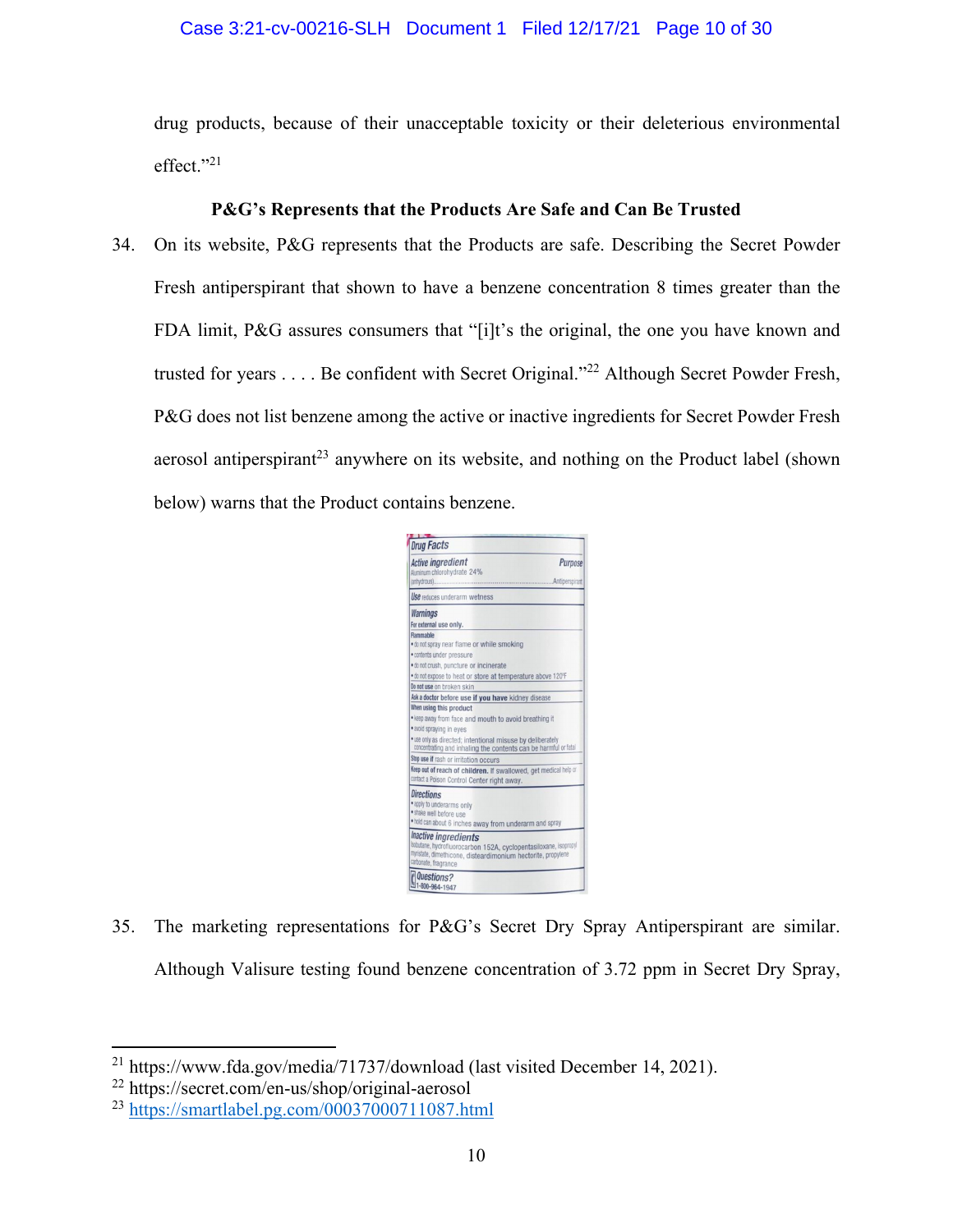drug products, because of their unacceptable toxicity or their deleterious environmental effect."[21]

**P&G's Represents that the Products Are Safe and Can Be Trusted**

34. On its website, P&G represents that the Products are safe. Describing the Secret Powder Fresh antiperspirant that shown to have a benzene concentration 8 times greater than the FDA limit, P&G assures consumers that "[i]t's the original, the one you have known and trusted for years . . . . Be confident with Secret Original."[22] Although Secret Powder Fresh, P&G does not list benzene among the active or inactive ingredients for Secret Powder Fresh aerosol antiperspirant[23] anywhere on its website, and nothing on the Product label (shown below) warns that the Product contains benzene.

35. The marketing representations for P&G's Secret Dry Spray Antiperspirant are similar. Although Valisure testing found benzene concentration of 3.72 ppm in Secret Dry Spray,

---

[21] https://www.fda.gov/media/71737/download (last visited December 14, 2021).

[22] https://secret.com/en-us/shop/original-aerosol

[23] https://smartlabel.pg.com/00037000711087.html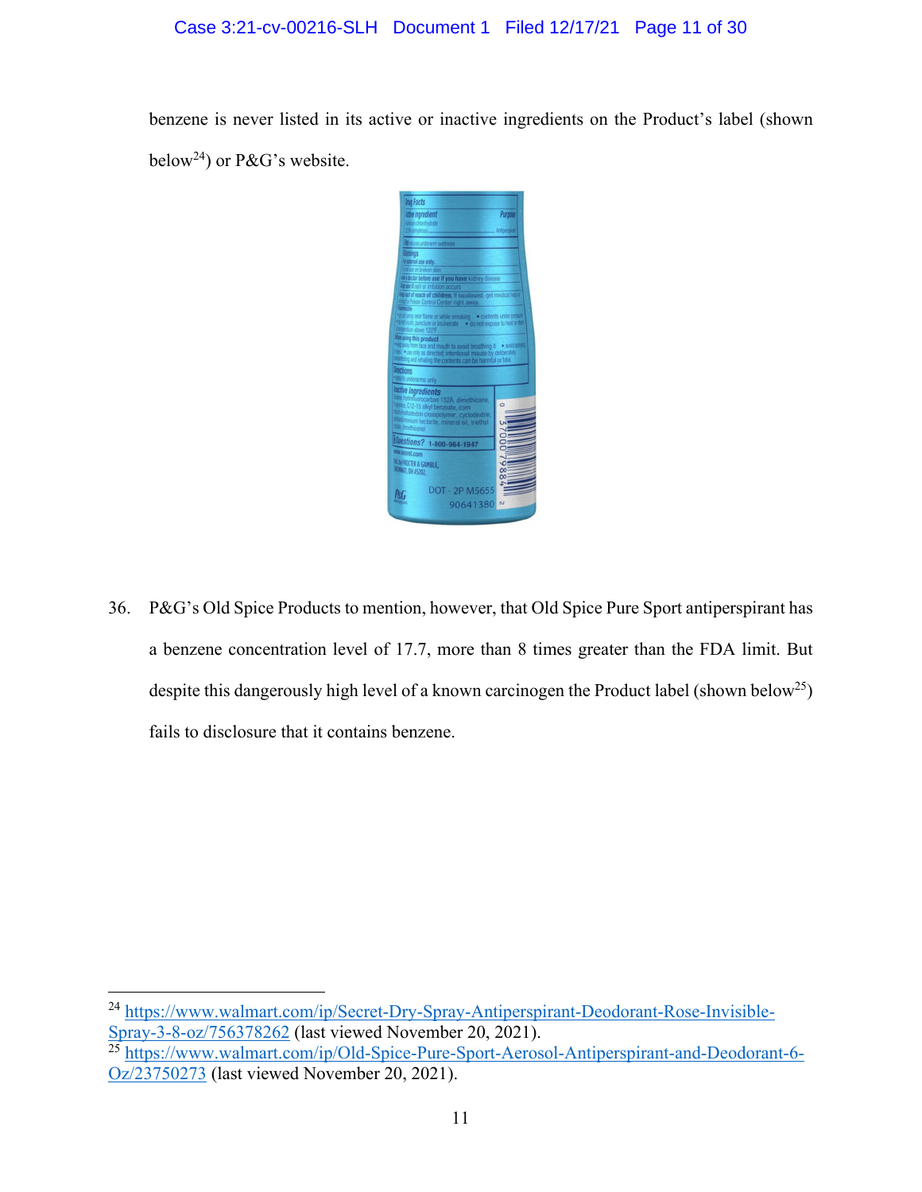benzene is never listed in its active or inactive ingredients on the Product's label (shown below[24]) or P&G's website.

36. P&G's Old Spice Products to mention, however, that Old Spice Pure Sport antiperspirant has a benzene concentration level of 17.7, more than 8 times greater than the FDA limit. But despite this dangerously high level of a known carcinogen the Product label (shown below[25]) fails to disclosure that it contains benzene.

[24] https://www.walmart.com/ip/Secret-Dry-Spray-Antiperspirant-Deodorant-Rose-Invisible-Spray-3-8-oz/756378262 (last viewed November 20, 2021).

[25] https://www.walmart.com/ip/Old-Spice-Pure-Sport-Aerosol-Antiperspirant-and-Deodorant-6-Oz/23750273 (last viewed November 20, 2021).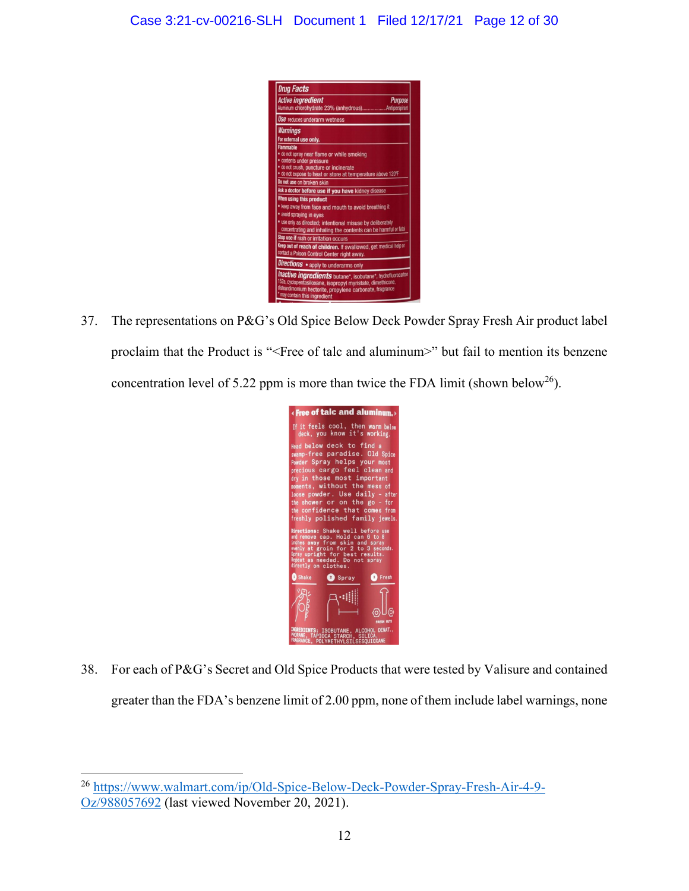Drug Facts

Active ingredient — Purpose

Aluminum chlorohydrate 23% (anhydrous)................Antiperspirant

Use reduces underarm wetness

Warnings

For external use only.

Flammable

- do not spray near flame or while smoking
- contents under pressure
- do not crush, puncture or incinerate
- do not expose to heat or store at temperature above 120°F

Do not use on broken skin

Ask a doctor before use if you have kidney disease

When using this product

- keep away from face and mouth to avoid breathing it
- avoid spraying in eyes
- use only as directed; intentional misuse by deliberately concentrating and inhaling the contents can be harmful or fatal

Stop use if rash or irritation occurs

Keep out of reach of children. If swallowed, get medical help or contact a Poison Control Center right away.

Directions • apply to underarms only

Inactive ingredients butane*, isobutane*, hydrofluorocarbon 152a, cyclopentasiloxane, isopropyl myristate, dimethicone, disteardimonium hectorite, propylene carbonate, fragrance
*may contain this ingredient

37. The representations on P&G's Old Spice Below Deck Powder Spray Fresh Air product label proclaim that the Product is "<Free of talc and aluminum>" but fail to mention its benzene concentration level of 5.22 ppm is more than twice the FDA limit (shown below[26]).

‹ Free of talc and aluminum. ›

If it feels cool, then warm below deck, you know it's working.

Head below deck to find a swamp-free paradise. Old Spice Powder Spray helps your most precious cargo feel clean and dry in those most important moments, without the mess of loose powder. Use daily - after the shower or on the go - for the confidence that comes from freshly polished family jewels.

Directions: Shake well before use and remove cap. Hold can 6 to 8 inches away from skin and spray evenly at groin for 2 to 3 seconds. Spray upright for best results. Repeat as needed. Do not spray directly on clothes.

1 Shake 2 Spray 3 Fresh

INGREDIENTS: ISOBUTANE, ALCOHOL DENAT., PROPANE, TAPIOCA STARCH, SILICA, FRAGRANCE, POLYMETHYLSILSESQUIOXANE

38. For each of P&G's Secret and Old Spice Products that were tested by Valisure and contained greater than the FDA's benzene limit of 2.00 ppm, none of them include label warnings, none

[26] https://www.walmart.com/ip/Old-Spice-Below-Deck-Powder-Spray-Fresh-Air-4-9-Oz/988057692 (last viewed November 20, 2021).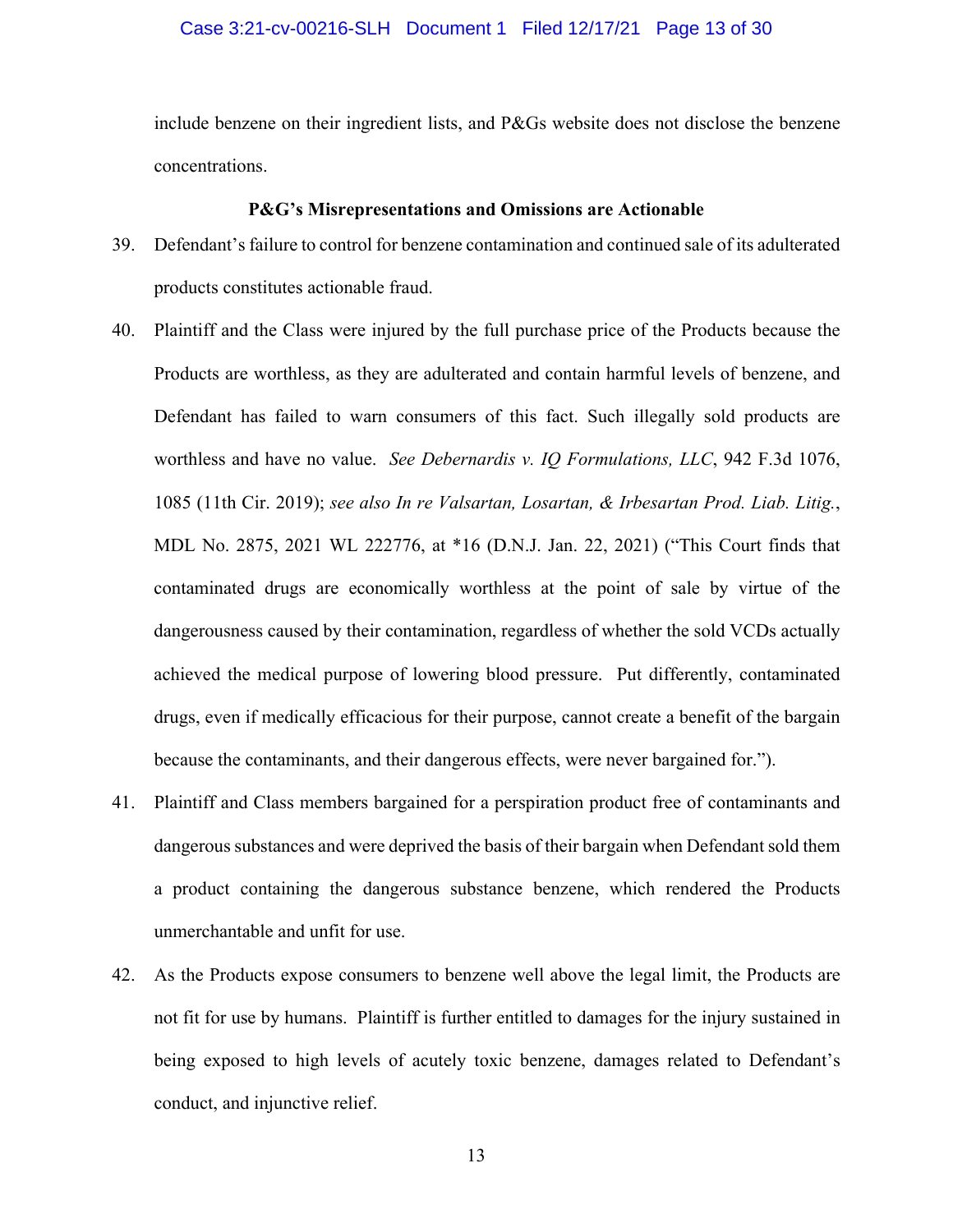include benzene on their ingredient lists, and P&Gs website does not disclose the benzene concentrations.

**P&G's Misrepresentations and Omissions are Actionable**

39. Defendant's failure to control for benzene contamination and continued sale of its adulterated products constitutes actionable fraud.

40. Plaintiff and the Class were injured by the full purchase price of the Products because the Products are worthless, as they are adulterated and contain harmful levels of benzene, and Defendant has failed to warn consumers of this fact. Such illegally sold products are worthless and have no value. *See Debernardis v. IQ Formulations, LLC*, 942 F.3d 1076, 1085 (11th Cir. 2019); *see also In re Valsartan, Losartan, & Irbesartan Prod. Liab. Litig.*, MDL No. 2875, 2021 WL 222776, at *16 (D.N.J. Jan. 22, 2021) ("This Court finds that contaminated drugs are economically worthless at the point of sale by virtue of the dangerousness caused by their contamination, regardless of whether the sold VCDs actually achieved the medical purpose of lowering blood pressure. Put differently, contaminated drugs, even if medically efficacious for their purpose, cannot create a benefit of the bargain because the contaminants, and their dangerous effects, were never bargained for.").

41. Plaintiff and Class members bargained for a perspiration product free of contaminants and dangerous substances and were deprived the basis of their bargain when Defendant sold them a product containing the dangerous substance benzene, which rendered the Products unmerchantable and unfit for use.

42. As the Products expose consumers to benzene well above the legal limit, the Products are not fit for use by humans. Plaintiff is further entitled to damages for the injury sustained in being exposed to high levels of acutely toxic benzene, damages related to Defendant's conduct, and injunctive relief.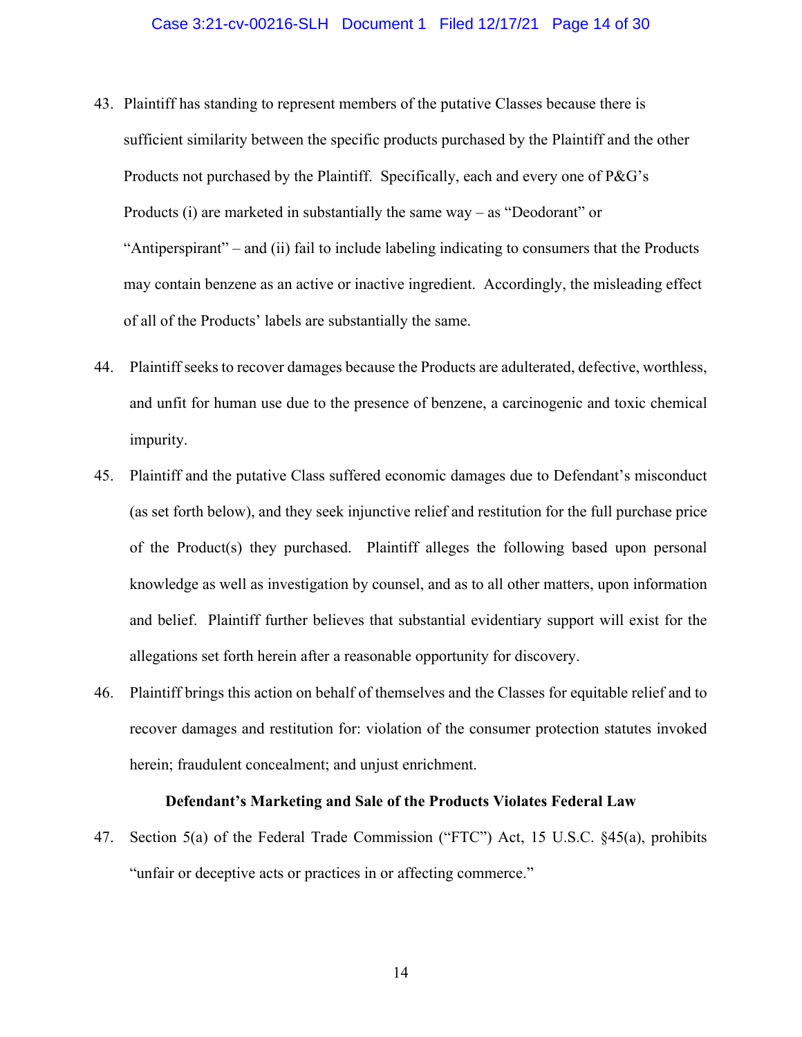43. Plaintiff has standing to represent members of the putative Classes because there is sufficient similarity between the specific products purchased by the Plaintiff and the other Products not purchased by the Plaintiff. Specifically, each and every one of P&G's Products (i) are marketed in substantially the same way – as "Deodorant" or "Antiperspirant" – and (ii) fail to include labeling indicating to consumers that the Products may contain benzene as an active or inactive ingredient. Accordingly, the misleading effect of all of the Products' labels are substantially the same.

44. Plaintiff seeks to recover damages because the Products are adulterated, defective, worthless, and unfit for human use due to the presence of benzene, a carcinogenic and toxic chemical impurity.

45. Plaintiff and the putative Class suffered economic damages due to Defendant's misconduct (as set forth below), and they seek injunctive relief and restitution for the full purchase price of the Product(s) they purchased. Plaintiff alleges the following based upon personal knowledge as well as investigation by counsel, and as to all other matters, upon information and belief. Plaintiff further believes that substantial evidentiary support will exist for the allegations set forth herein after a reasonable opportunity for discovery.

46. Plaintiff brings this action on behalf of themselves and the Classes for equitable relief and to recover damages and restitution for: violation of the consumer protection statutes invoked herein; fraudulent concealment; and unjust enrichment.

**Defendant's Marketing and Sale of the Products Violates Federal Law**

47. Section 5(a) of the Federal Trade Commission ("FTC") Act, 15 U.S.C. §45(a), prohibits "unfair or deceptive acts or practices in or affecting commerce."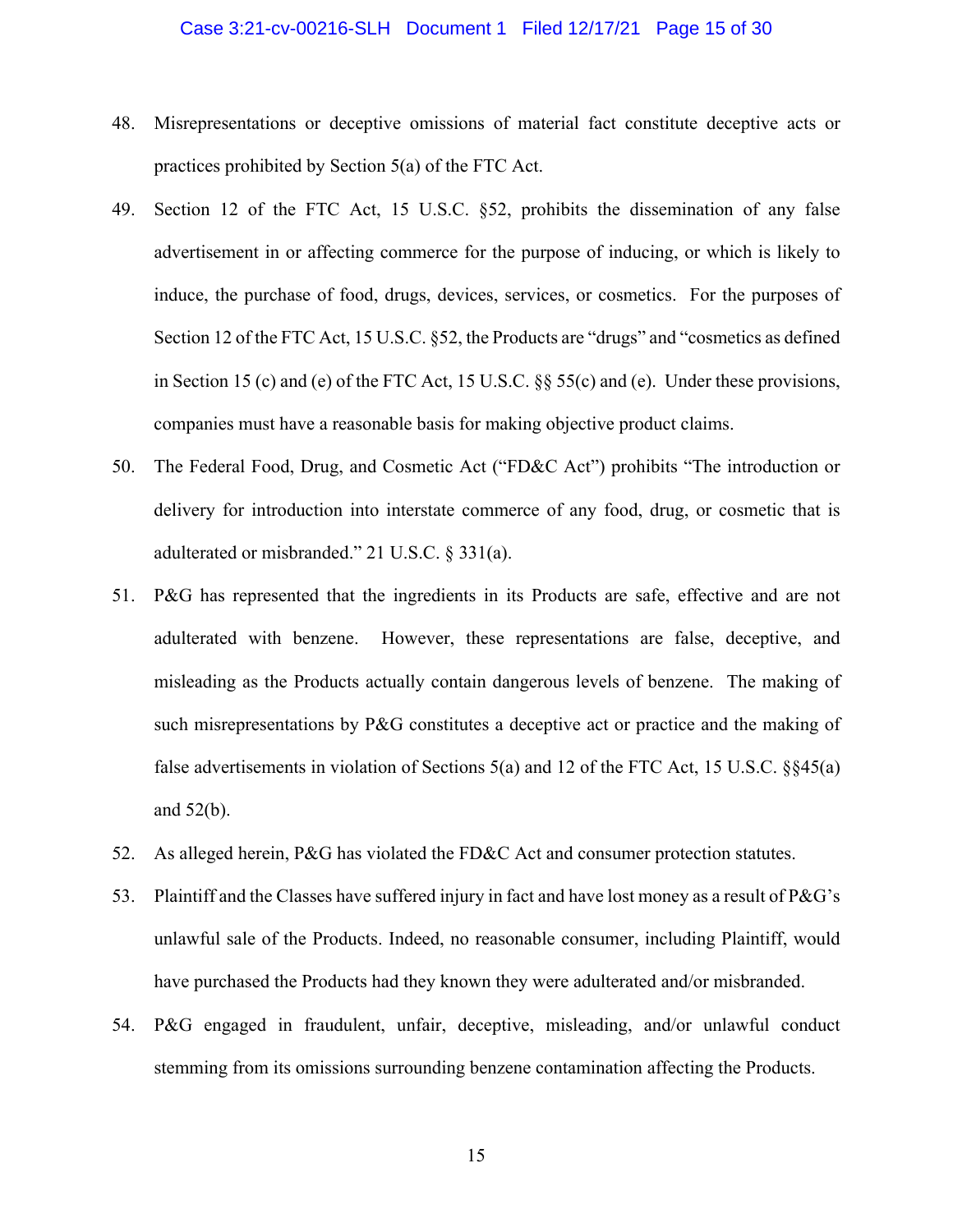48. Misrepresentations or deceptive omissions of material fact constitute deceptive acts or practices prohibited by Section 5(a) of the FTC Act.

49. Section 12 of the FTC Act, 15 U.S.C. §52, prohibits the dissemination of any false advertisement in or affecting commerce for the purpose of inducing, or which is likely to induce, the purchase of food, drugs, devices, services, or cosmetics. For the purposes of Section 12 of the FTC Act, 15 U.S.C. §52, the Products are "drugs" and "cosmetics as defined in Section 15 (c) and (e) of the FTC Act, 15 U.S.C. §§ 55(c) and (e). Under these provisions, companies must have a reasonable basis for making objective product claims.

50. The Federal Food, Drug, and Cosmetic Act ("FD&C Act") prohibits "The introduction or delivery for introduction into interstate commerce of any food, drug, or cosmetic that is adulterated or misbranded." 21 U.S.C. § 331(a).

51. P&G has represented that the ingredients in its Products are safe, effective and are not adulterated with benzene. However, these representations are false, deceptive, and misleading as the Products actually contain dangerous levels of benzene. The making of such misrepresentations by P&G constitutes a deceptive act or practice and the making of false advertisements in violation of Sections 5(a) and 12 of the FTC Act, 15 U.S.C. §§45(a) and 52(b).

52. As alleged herein, P&G has violated the FD&C Act and consumer protection statutes.

53. Plaintiff and the Classes have suffered injury in fact and have lost money as a result of P&G's unlawful sale of the Products. Indeed, no reasonable consumer, including Plaintiff, would have purchased the Products had they known they were adulterated and/or misbranded.

54. P&G engaged in fraudulent, unfair, deceptive, misleading, and/or unlawful conduct stemming from its omissions surrounding benzene contamination affecting the Products.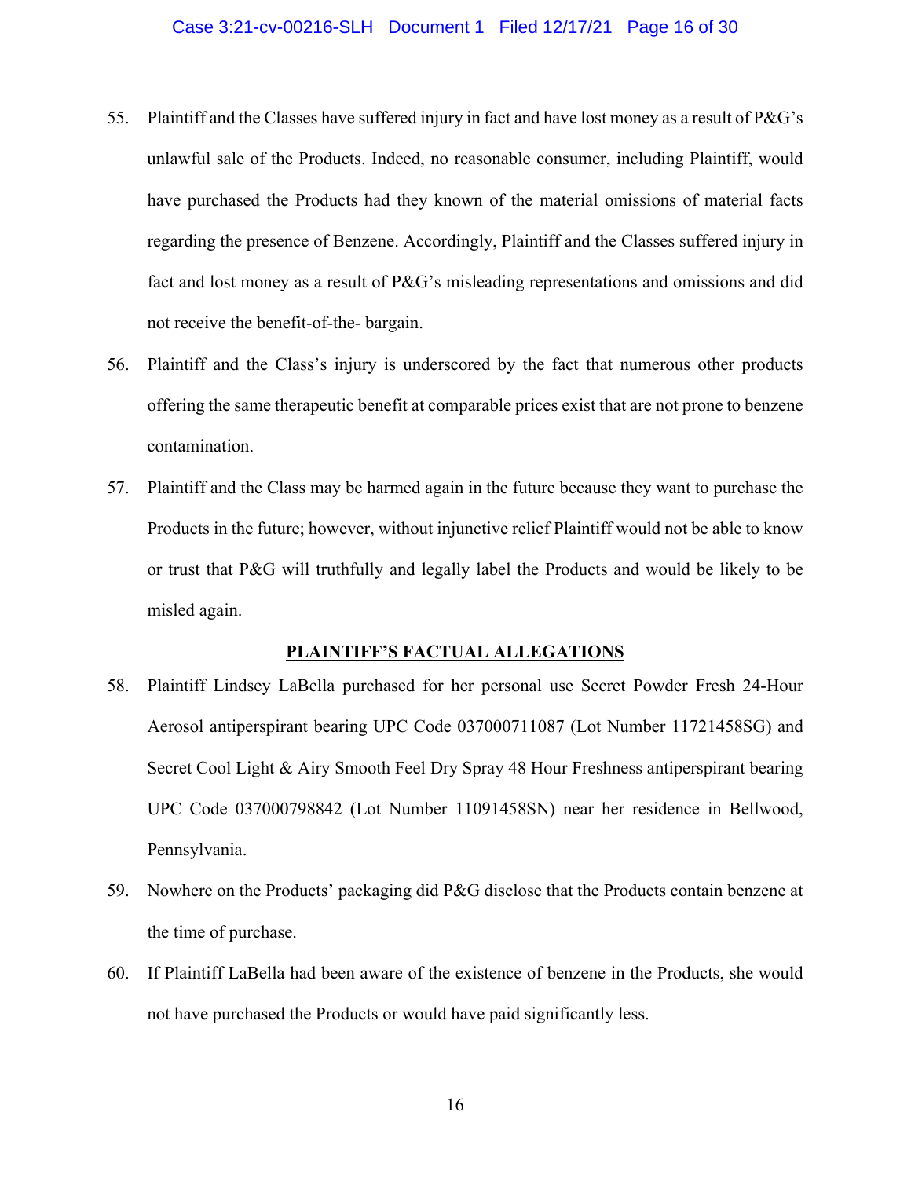55. Plaintiff and the Classes have suffered injury in fact and have lost money as a result of P&G's unlawful sale of the Products. Indeed, no reasonable consumer, including Plaintiff, would have purchased the Products had they known of the material omissions of material facts regarding the presence of Benzene. Accordingly, Plaintiff and the Classes suffered injury in fact and lost money as a result of P&G's misleading representations and omissions and did not receive the benefit-of-the- bargain.

56. Plaintiff and the Class's injury is underscored by the fact that numerous other products offering the same therapeutic benefit at comparable prices exist that are not prone to benzene contamination.

57. Plaintiff and the Class may be harmed again in the future because they want to purchase the Products in the future; however, without injunctive relief Plaintiff would not be able to know or trust that P&G will truthfully and legally label the Products and would be likely to be misled again.

## PLAINTIFF'S FACTUAL ALLEGATIONS

58. Plaintiff Lindsey LaBella purchased for her personal use Secret Powder Fresh 24-Hour Aerosol antiperspirant bearing UPC Code 037000711087 (Lot Number 11721458SG) and Secret Cool Light & Airy Smooth Feel Dry Spray 48 Hour Freshness antiperspirant bearing UPC Code 037000798842 (Lot Number 11091458SN) near her residence in Bellwood, Pennsylvania.

59. Nowhere on the Products' packaging did P&G disclose that the Products contain benzene at the time of purchase.

60. If Plaintiff LaBella had been aware of the existence of benzene in the Products, she would not have purchased the Products or would have paid significantly less.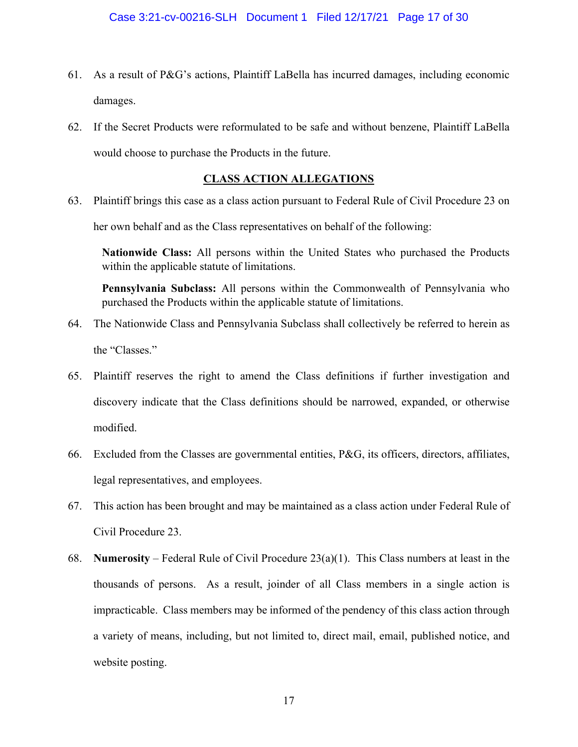61. As a result of P&G's actions, Plaintiff LaBella has incurred damages, including economic damages.

62. If the Secret Products were reformulated to be safe and without benzene, Plaintiff LaBella would choose to purchase the Products in the future.

## CLASS ACTION ALLEGATIONS

63. Plaintiff brings this case as a class action pursuant to Federal Rule of Civil Procedure 23 on her own behalf and as the Class representatives on behalf of the following:

> **Nationwide Class:** All persons within the United States who purchased the Products within the applicable statute of limitations.
>
> **Pennsylvania Subclass:** All persons within the Commonwealth of Pennsylvania who purchased the Products within the applicable statute of limitations.

64. The Nationwide Class and Pennsylvania Subclass shall collectively be referred to herein as the "Classes."

65. Plaintiff reserves the right to amend the Class definitions if further investigation and discovery indicate that the Class definitions should be narrowed, expanded, or otherwise modified.

66. Excluded from the Classes are governmental entities, P&G, its officers, directors, affiliates, legal representatives, and employees.

67. This action has been brought and may be maintained as a class action under Federal Rule of Civil Procedure 23.

68. **Numerosity** – Federal Rule of Civil Procedure 23(a)(1). This Class numbers at least in the thousands of persons. As a result, joinder of all Class members in a single action is impracticable. Class members may be informed of the pendency of this class action through a variety of means, including, but not limited to, direct mail, email, published notice, and website posting.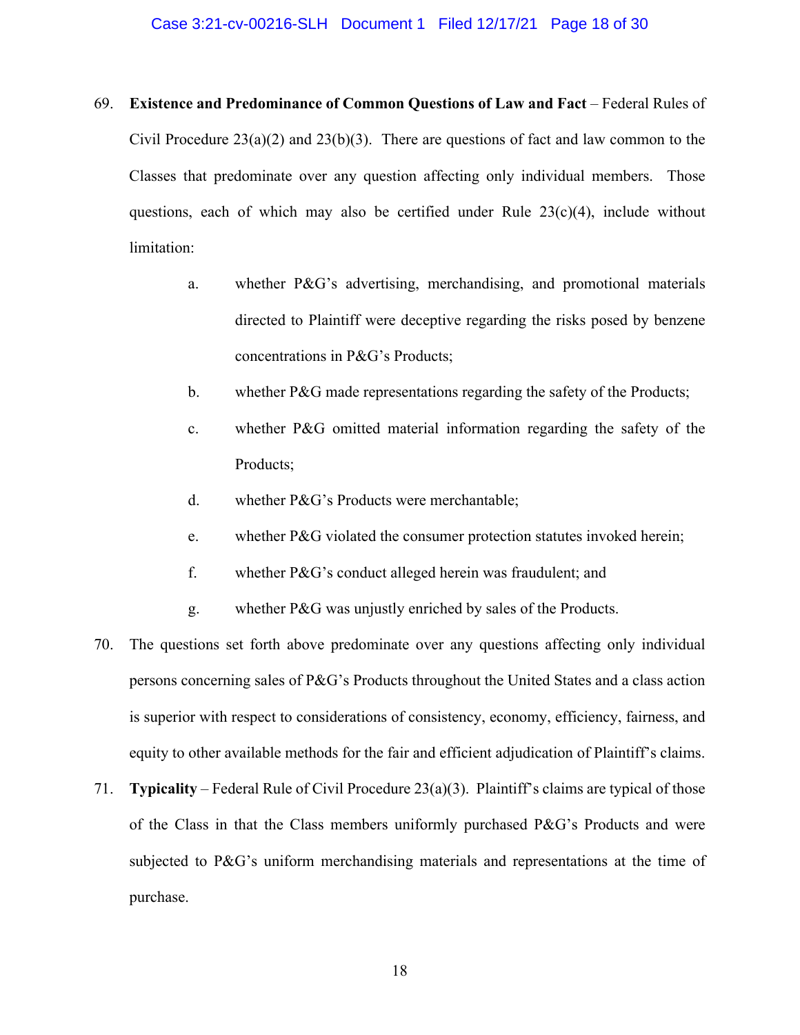69. **Existence and Predominance of Common Questions of Law and Fact** – Federal Rules of Civil Procedure 23(a)(2) and 23(b)(3). There are questions of fact and law common to the Classes that predominate over any question affecting only individual members. Those questions, each of which may also be certified under Rule 23(c)(4), include without limitation:

   a. whether P&G's advertising, merchandising, and promotional materials directed to Plaintiff were deceptive regarding the risks posed by benzene concentrations in P&G's Products;

   b. whether P&G made representations regarding the safety of the Products;

   c. whether P&G omitted material information regarding the safety of the Products;

   d. whether P&G's Products were merchantable;

   e. whether P&G violated the consumer protection statutes invoked herein;

   f. whether P&G's conduct alleged herein was fraudulent; and

   g. whether P&G was unjustly enriched by sales of the Products.

70. The questions set forth above predominate over any questions affecting only individual persons concerning sales of P&G's Products throughout the United States and a class action is superior with respect to considerations of consistency, economy, efficiency, fairness, and equity to other available methods for the fair and efficient adjudication of Plaintiff's claims.

71. **Typicality** – Federal Rule of Civil Procedure 23(a)(3). Plaintiff's claims are typical of those of the Class in that the Class members uniformly purchased P&G's Products and were subjected to P&G's uniform merchandising materials and representations at the time of purchase.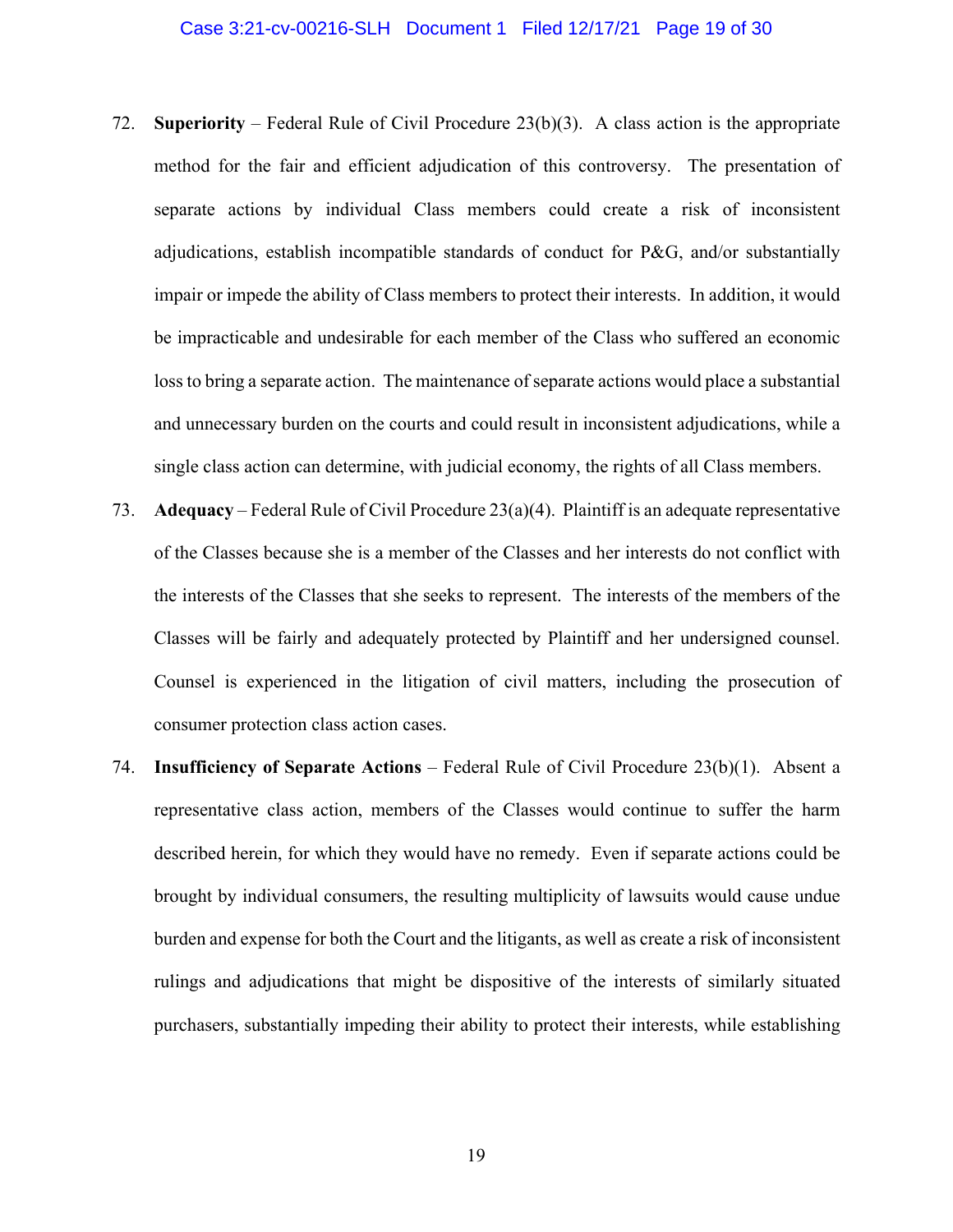72. **Superiority** – Federal Rule of Civil Procedure 23(b)(3). A class action is the appropriate method for the fair and efficient adjudication of this controversy. The presentation of separate actions by individual Class members could create a risk of inconsistent adjudications, establish incompatible standards of conduct for P&G, and/or substantially impair or impede the ability of Class members to protect their interests. In addition, it would be impracticable and undesirable for each member of the Class who suffered an economic loss to bring a separate action. The maintenance of separate actions would place a substantial and unnecessary burden on the courts and could result in inconsistent adjudications, while a single class action can determine, with judicial economy, the rights of all Class members.

73. **Adequacy** – Federal Rule of Civil Procedure 23(a)(4). Plaintiff is an adequate representative of the Classes because she is a member of the Classes and her interests do not conflict with the interests of the Classes that she seeks to represent. The interests of the members of the Classes will be fairly and adequately protected by Plaintiff and her undersigned counsel. Counsel is experienced in the litigation of civil matters, including the prosecution of consumer protection class action cases.

74. **Insufficiency of Separate Actions** – Federal Rule of Civil Procedure 23(b)(1). Absent a representative class action, members of the Classes would continue to suffer the harm described herein, for which they would have no remedy. Even if separate actions could be brought by individual consumers, the resulting multiplicity of lawsuits would cause undue burden and expense for both the Court and the litigants, as well as create a risk of inconsistent rulings and adjudications that might be dispositive of the interests of similarly situated purchasers, substantially impeding their ability to protect their interests, while establishing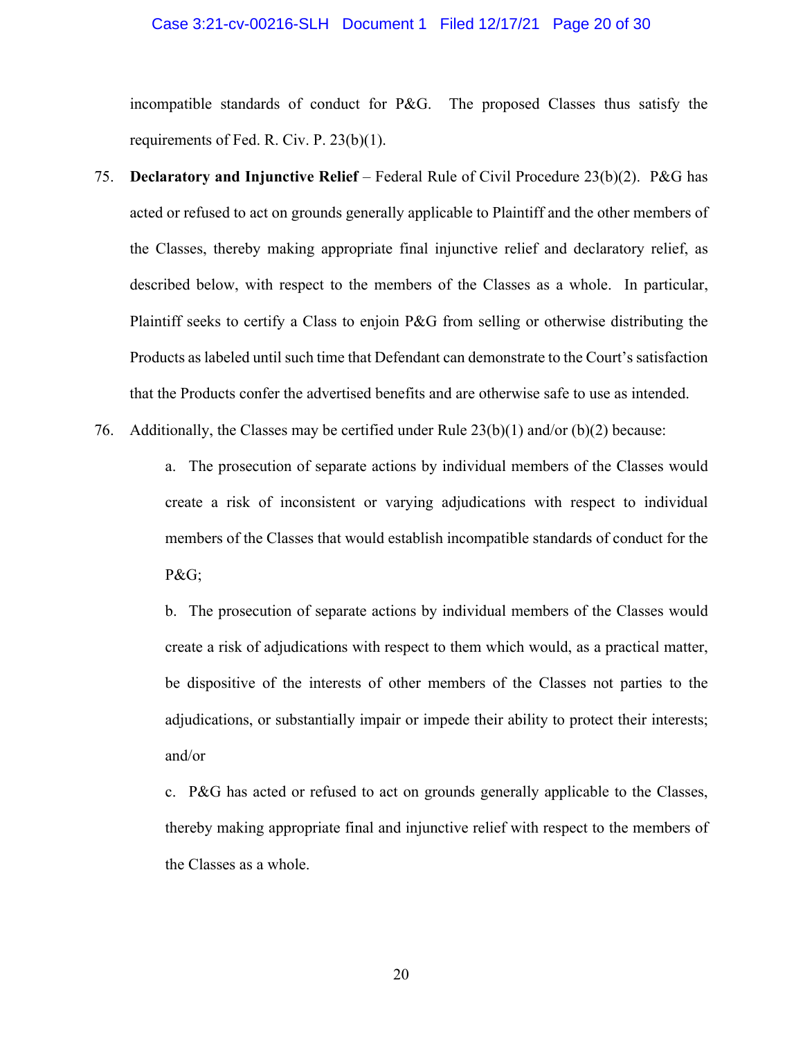incompatible standards of conduct for P&G. The proposed Classes thus satisfy the requirements of Fed. R. Civ. P. 23(b)(1).

75. **Declaratory and Injunctive Relief** – Federal Rule of Civil Procedure 23(b)(2). P&G has acted or refused to act on grounds generally applicable to Plaintiff and the other members of the Classes, thereby making appropriate final injunctive relief and declaratory relief, as described below, with respect to the members of the Classes as a whole. In particular, Plaintiff seeks to certify a Class to enjoin P&G from selling or otherwise distributing the Products as labeled until such time that Defendant can demonstrate to the Court's satisfaction that the Products confer the advertised benefits and are otherwise safe to use as intended.

76. Additionally, the Classes may be certified under Rule 23(b)(1) and/or (b)(2) because:

    a. The prosecution of separate actions by individual members of the Classes would create a risk of inconsistent or varying adjudications with respect to individual members of the Classes that would establish incompatible standards of conduct for the P&G;

    b. The prosecution of separate actions by individual members of the Classes would create a risk of adjudications with respect to them which would, as a practical matter, be dispositive of the interests of other members of the Classes not parties to the adjudications, or substantially impair or impede their ability to protect their interests; and/or

    c. P&G has acted or refused to act on grounds generally applicable to the Classes, thereby making appropriate final and injunctive relief with respect to the members of the Classes as a whole.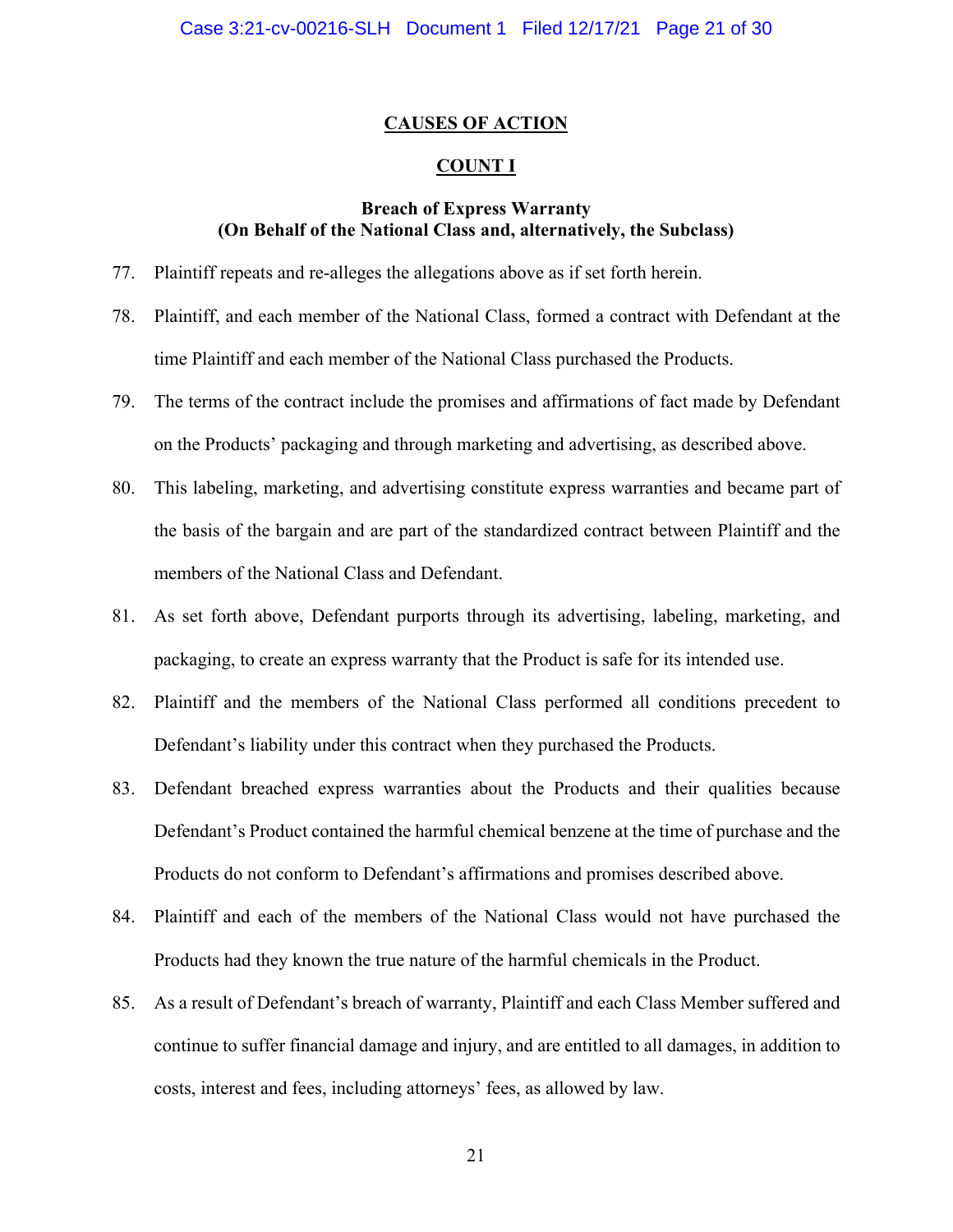## CAUSES OF ACTION

### COUNT I

**Breach of Express Warranty**
**(On Behalf of the National Class and, alternatively, the Subclass)**

77. Plaintiff repeats and re-alleges the allegations above as if set forth herein.

78. Plaintiff, and each member of the National Class, formed a contract with Defendant at the time Plaintiff and each member of the National Class purchased the Products.

79. The terms of the contract include the promises and affirmations of fact made by Defendant on the Products' packaging and through marketing and advertising, as described above.

80. This labeling, marketing, and advertising constitute express warranties and became part of the basis of the bargain and are part of the standardized contract between Plaintiff and the members of the National Class and Defendant.

81. As set forth above, Defendant purports through its advertising, labeling, marketing, and packaging, to create an express warranty that the Product is safe for its intended use.

82. Plaintiff and the members of the National Class performed all conditions precedent to Defendant's liability under this contract when they purchased the Products.

83. Defendant breached express warranties about the Products and their qualities because Defendant's Product contained the harmful chemical benzene at the time of purchase and the Products do not conform to Defendant's affirmations and promises described above.

84. Plaintiff and each of the members of the National Class would not have purchased the Products had they known the true nature of the harmful chemicals in the Product.

85. As a result of Defendant's breach of warranty, Plaintiff and each Class Member suffered and continue to suffer financial damage and injury, and are entitled to all damages, in addition to costs, interest and fees, including attorneys' fees, as allowed by law.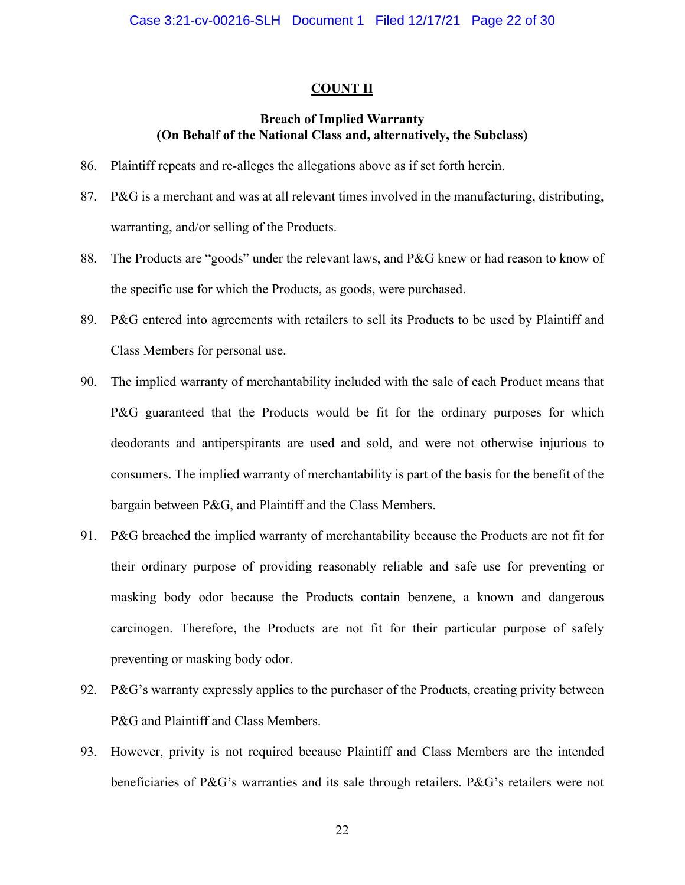## COUNT II

### Breach of Implied Warranty
### (On Behalf of the National Class and, alternatively, the Subclass)

86. Plaintiff repeats and re-alleges the allegations above as if set forth herein.

87. P&G is a merchant and was at all relevant times involved in the manufacturing, distributing, warranting, and/or selling of the Products.

88. The Products are "goods" under the relevant laws, and P&G knew or had reason to know of the specific use for which the Products, as goods, were purchased.

89. P&G entered into agreements with retailers to sell its Products to be used by Plaintiff and Class Members for personal use.

90. The implied warranty of merchantability included with the sale of each Product means that P&G guaranteed that the Products would be fit for the ordinary purposes for which deodorants and antiperspirants are used and sold, and were not otherwise injurious to consumers. The implied warranty of merchantability is part of the basis for the benefit of the bargain between P&G, and Plaintiff and the Class Members.

91. P&G breached the implied warranty of merchantability because the Products are not fit for their ordinary purpose of providing reasonably reliable and safe use for preventing or masking body odor because the Products contain benzene, a known and dangerous carcinogen. Therefore, the Products are not fit for their particular purpose of safely preventing or masking body odor.

92. P&G's warranty expressly applies to the purchaser of the Products, creating privity between P&G and Plaintiff and Class Members.

93. However, privity is not required because Plaintiff and Class Members are the intended beneficiaries of P&G's warranties and its sale through retailers. P&G's retailers were not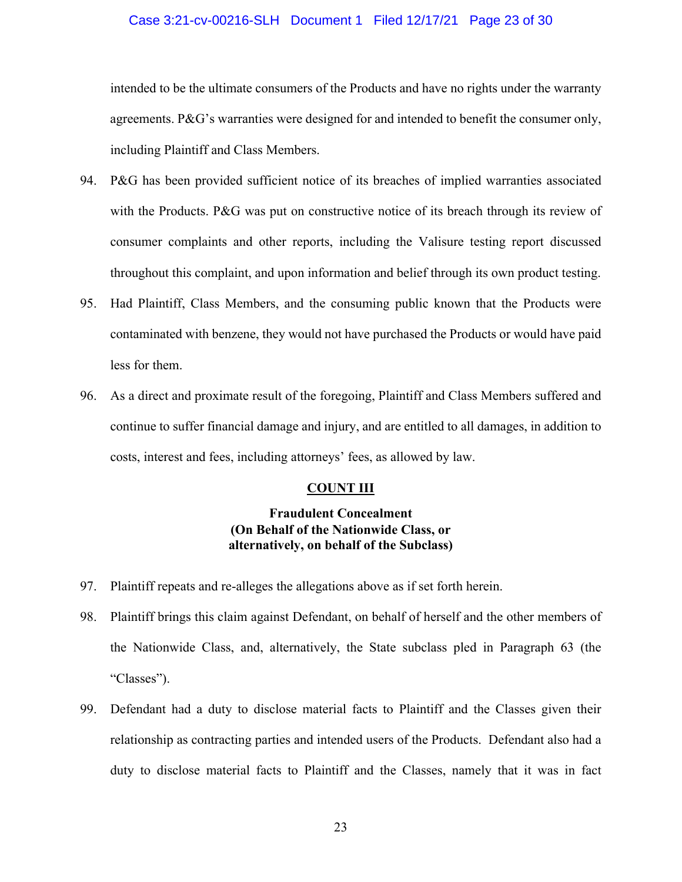intended to be the ultimate consumers of the Products and have no rights under the warranty agreements. P&G's warranties were designed for and intended to benefit the consumer only, including Plaintiff and Class Members.

94. P&G has been provided sufficient notice of its breaches of implied warranties associated with the Products. P&G was put on constructive notice of its breach through its review of consumer complaints and other reports, including the Valisure testing report discussed throughout this complaint, and upon information and belief through its own product testing.

95. Had Plaintiff, Class Members, and the consuming public known that the Products were contaminated with benzene, they would not have purchased the Products or would have paid less for them.

96. As a direct and proximate result of the foregoing, Plaintiff and Class Members suffered and continue to suffer financial damage and injury, and are entitled to all damages, in addition to costs, interest and fees, including attorneys' fees, as allowed by law.

## <u>COUNT III</u>

### Fraudulent Concealment (On Behalf of the Nationwide Class, or alternatively, on behalf of the Subclass)

97. Plaintiff repeats and re-alleges the allegations above as if set forth herein.

98. Plaintiff brings this claim against Defendant, on behalf of herself and the other members of the Nationwide Class, and, alternatively, the State subclass pled in Paragraph 63 (the "Classes").

99. Defendant had a duty to disclose material facts to Plaintiff and the Classes given their relationship as contracting parties and intended users of the Products. Defendant also had a duty to disclose material facts to Plaintiff and the Classes, namely that it was in fact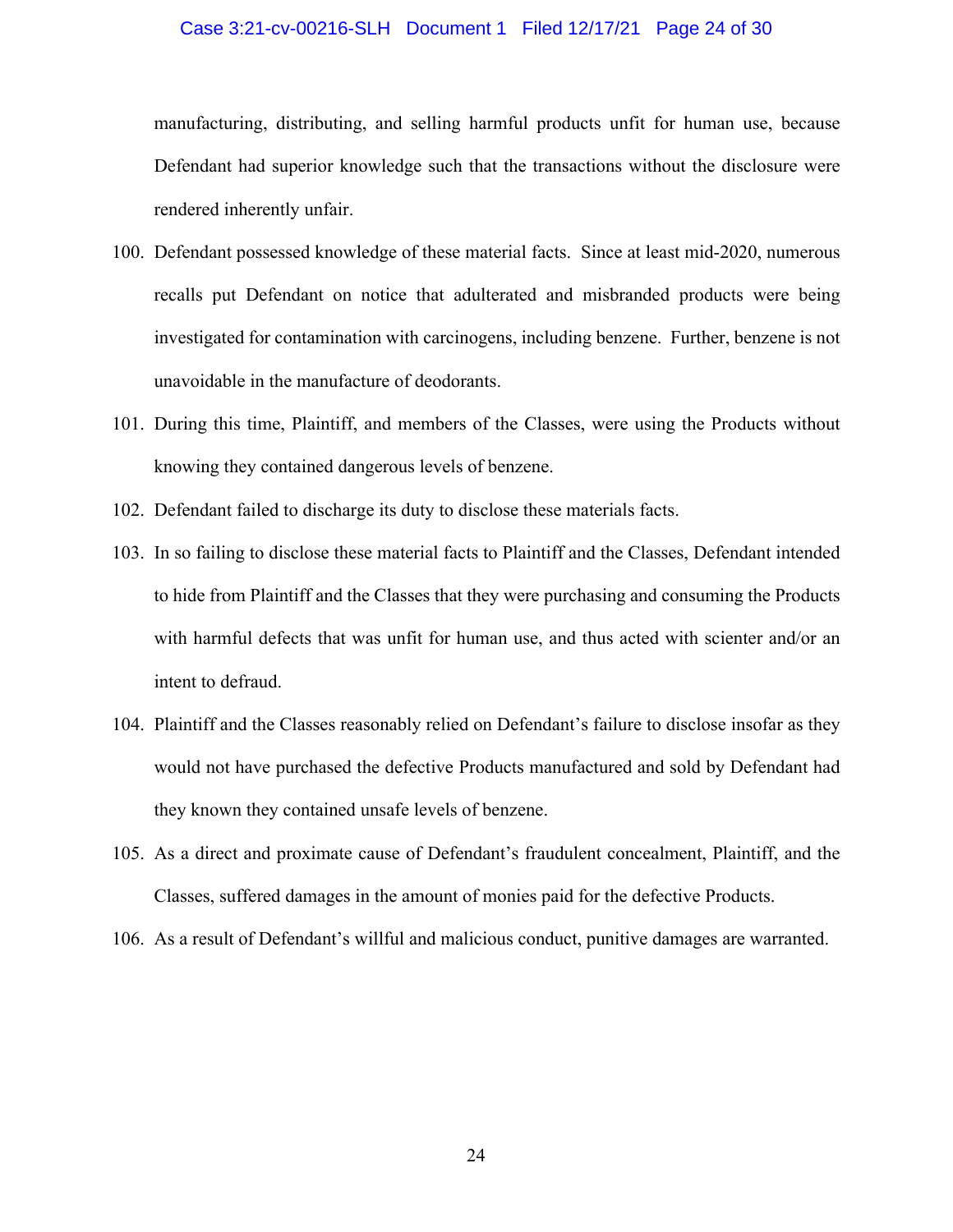manufacturing, distributing, and selling harmful products unfit for human use, because Defendant had superior knowledge such that the transactions without the disclosure were rendered inherently unfair.

100. Defendant possessed knowledge of these material facts. Since at least mid-2020, numerous recalls put Defendant on notice that adulterated and misbranded products were being investigated for contamination with carcinogens, including benzene. Further, benzene is not unavoidable in the manufacture of deodorants.

101. During this time, Plaintiff, and members of the Classes, were using the Products without knowing they contained dangerous levels of benzene.

102. Defendant failed to discharge its duty to disclose these materials facts.

103. In so failing to disclose these material facts to Plaintiff and the Classes, Defendant intended to hide from Plaintiff and the Classes that they were purchasing and consuming the Products with harmful defects that was unfit for human use, and thus acted with scienter and/or an intent to defraud.

104. Plaintiff and the Classes reasonably relied on Defendant's failure to disclose insofar as they would not have purchased the defective Products manufactured and sold by Defendant had they known they contained unsafe levels of benzene.

105. As a direct and proximate cause of Defendant's fraudulent concealment, Plaintiff, and the Classes, suffered damages in the amount of monies paid for the defective Products.

106. As a result of Defendant's willful and malicious conduct, punitive damages are warranted.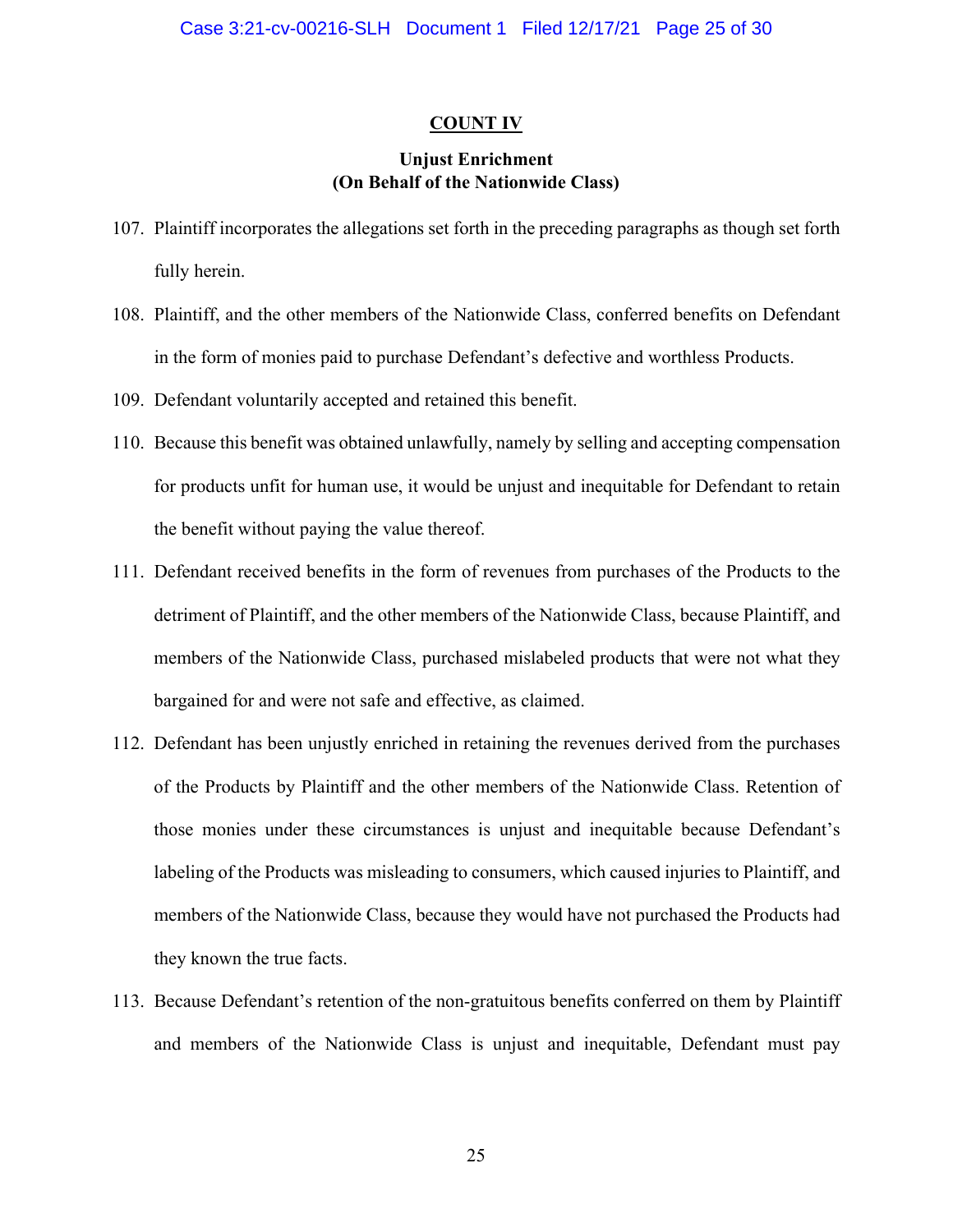## COUNT IV

### Unjust Enrichment
### (On Behalf of the Nationwide Class)

107. Plaintiff incorporates the allegations set forth in the preceding paragraphs as though set forth fully herein.

108. Plaintiff, and the other members of the Nationwide Class, conferred benefits on Defendant in the form of monies paid to purchase Defendant's defective and worthless Products.

109. Defendant voluntarily accepted and retained this benefit.

110. Because this benefit was obtained unlawfully, namely by selling and accepting compensation for products unfit for human use, it would be unjust and inequitable for Defendant to retain the benefit without paying the value thereof.

111. Defendant received benefits in the form of revenues from purchases of the Products to the detriment of Plaintiff, and the other members of the Nationwide Class, because Plaintiff, and members of the Nationwide Class, purchased mislabeled products that were not what they bargained for and were not safe and effective, as claimed.

112. Defendant has been unjustly enriched in retaining the revenues derived from the purchases of the Products by Plaintiff and the other members of the Nationwide Class. Retention of those monies under these circumstances is unjust and inequitable because Defendant's labeling of the Products was misleading to consumers, which caused injuries to Plaintiff, and members of the Nationwide Class, because they would have not purchased the Products had they known the true facts.

113. Because Defendant's retention of the non-gratuitous benefits conferred on them by Plaintiff and members of the Nationwide Class is unjust and inequitable, Defendant must pay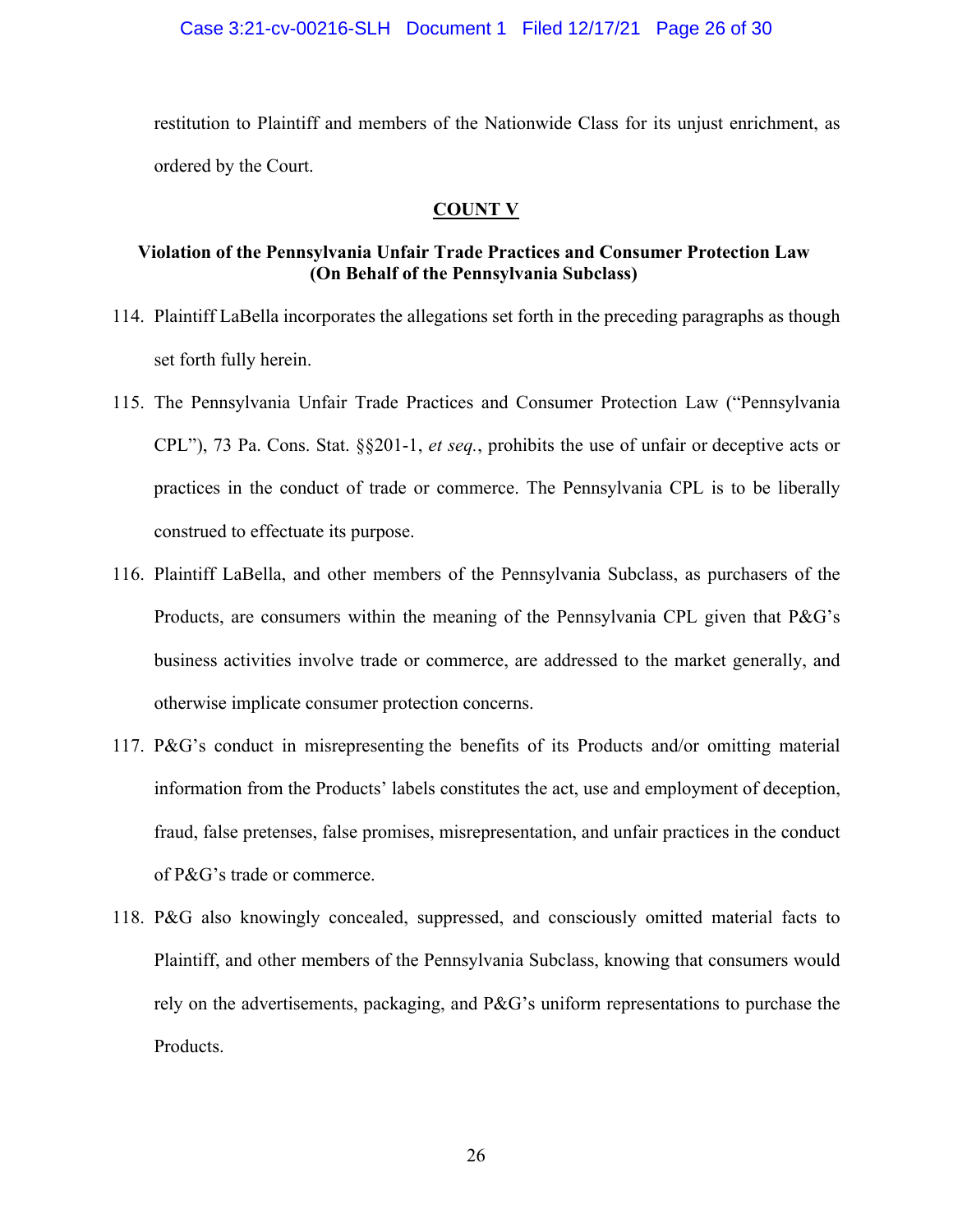restitution to Plaintiff and members of the Nationwide Class for its unjust enrichment, as ordered by the Court.

**COUNT V**

**Violation of the Pennsylvania Unfair Trade Practices and Consumer Protection Law (On Behalf of the Pennsylvania Subclass)**

114. Plaintiff LaBella incorporates the allegations set forth in the preceding paragraphs as though set forth fully herein.

115. The Pennsylvania Unfair Trade Practices and Consumer Protection Law ("Pennsylvania CPL"), 73 Pa. Cons. Stat. §§201-1, *et seq.*, prohibits the use of unfair or deceptive acts or practices in the conduct of trade or commerce. The Pennsylvania CPL is to be liberally construed to effectuate its purpose.

116. Plaintiff LaBella, and other members of the Pennsylvania Subclass, as purchasers of the Products, are consumers within the meaning of the Pennsylvania CPL given that P&G's business activities involve trade or commerce, are addressed to the market generally, and otherwise implicate consumer protection concerns.

117. P&G's conduct in misrepresenting the benefits of its Products and/or omitting material information from the Products' labels constitutes the act, use and employment of deception, fraud, false pretenses, false promises, misrepresentation, and unfair practices in the conduct of P&G's trade or commerce.

118. P&G also knowingly concealed, suppressed, and consciously omitted material facts to Plaintiff, and other members of the Pennsylvania Subclass, knowing that consumers would rely on the advertisements, packaging, and P&G's uniform representations to purchase the Products.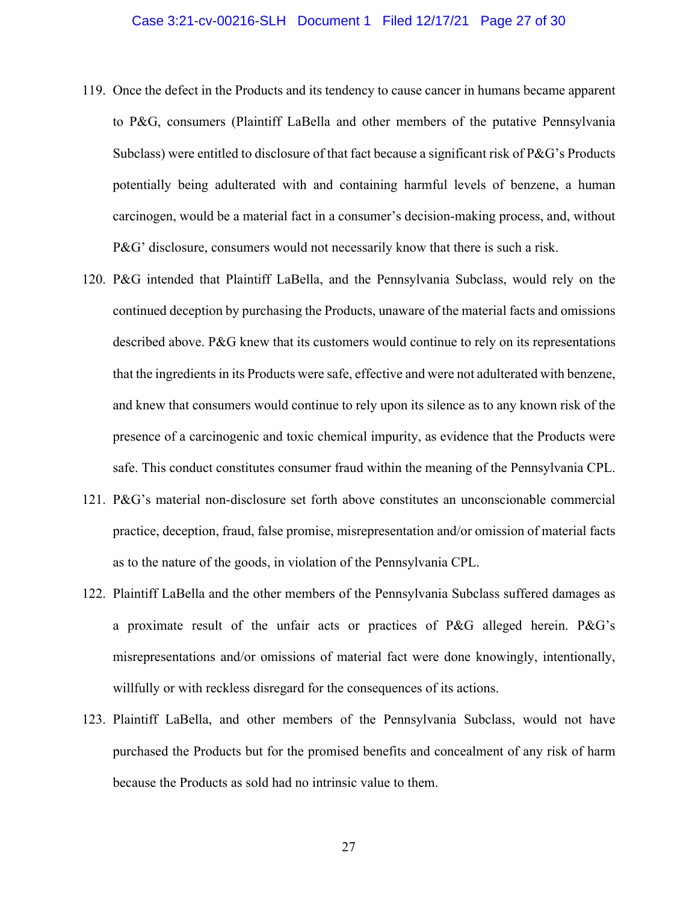119. Once the defect in the Products and its tendency to cause cancer in humans became apparent to P&G, consumers (Plaintiff LaBella and other members of the putative Pennsylvania Subclass) were entitled to disclosure of that fact because a significant risk of P&G's Products potentially being adulterated with and containing harmful levels of benzene, a human carcinogen, would be a material fact in a consumer's decision-making process, and, without P&G' disclosure, consumers would not necessarily know that there is such a risk.

120. P&G intended that Plaintiff LaBella, and the Pennsylvania Subclass, would rely on the continued deception by purchasing the Products, unaware of the material facts and omissions described above. P&G knew that its customers would continue to rely on its representations that the ingredients in its Products were safe, effective and were not adulterated with benzene, and knew that consumers would continue to rely upon its silence as to any known risk of the presence of a carcinogenic and toxic chemical impurity, as evidence that the Products were safe. This conduct constitutes consumer fraud within the meaning of the Pennsylvania CPL.

121. P&G's material non-disclosure set forth above constitutes an unconscionable commercial practice, deception, fraud, false promise, misrepresentation and/or omission of material facts as to the nature of the goods, in violation of the Pennsylvania CPL.

122. Plaintiff LaBella and the other members of the Pennsylvania Subclass suffered damages as a proximate result of the unfair acts or practices of P&G alleged herein. P&G's misrepresentations and/or omissions of material fact were done knowingly, intentionally, willfully or with reckless disregard for the consequences of its actions.

123. Plaintiff LaBella, and other members of the Pennsylvania Subclass, would not have purchased the Products but for the promised benefits and concealment of any risk of harm because the Products as sold had no intrinsic value to them.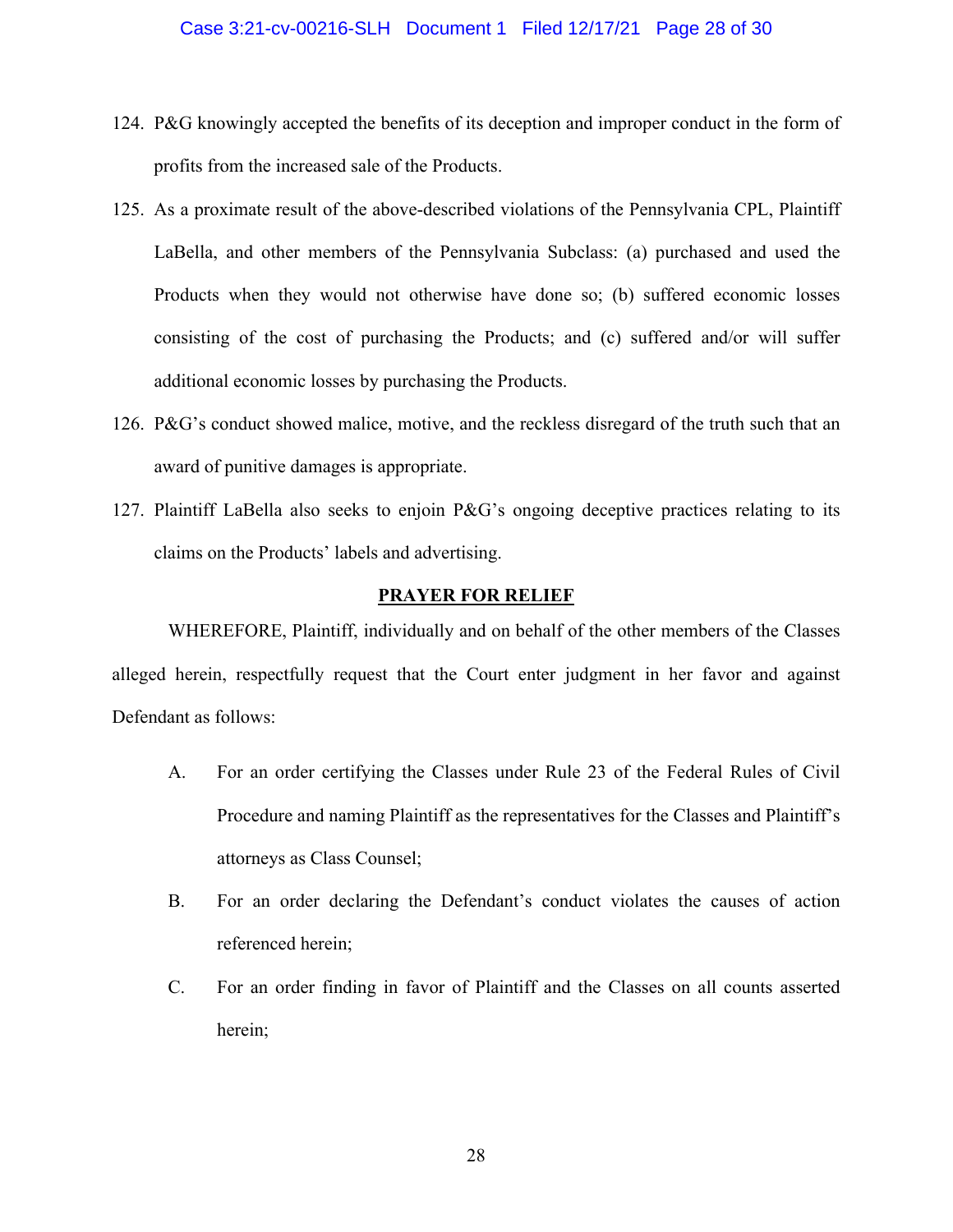124. P&G knowingly accepted the benefits of its deception and improper conduct in the form of profits from the increased sale of the Products.

125. As a proximate result of the above-described violations of the Pennsylvania CPL, Plaintiff LaBella, and other members of the Pennsylvania Subclass: (a) purchased and used the Products when they would not otherwise have done so; (b) suffered economic losses consisting of the cost of purchasing the Products; and (c) suffered and/or will suffer additional economic losses by purchasing the Products.

126. P&G's conduct showed malice, motive, and the reckless disregard of the truth such that an award of punitive damages is appropriate.

127. Plaintiff LaBella also seeks to enjoin P&G's ongoing deceptive practices relating to its claims on the Products' labels and advertising.

## PRAYER FOR RELIEF

WHEREFORE, Plaintiff, individually and on behalf of the other members of the Classes alleged herein, respectfully request that the Court enter judgment in her favor and against Defendant as follows:

A. For an order certifying the Classes under Rule 23 of the Federal Rules of Civil Procedure and naming Plaintiff as the representatives for the Classes and Plaintiff's attorneys as Class Counsel;

B. For an order declaring the Defendant's conduct violates the causes of action referenced herein;

C. For an order finding in favor of Plaintiff and the Classes on all counts asserted herein;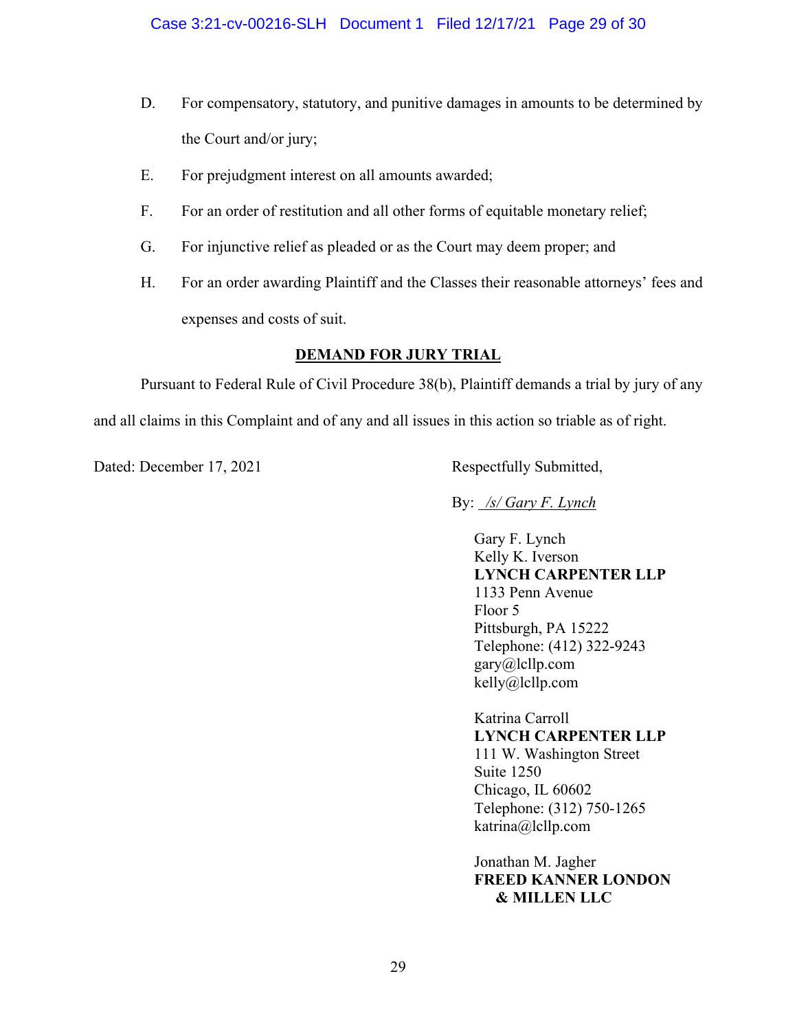D. For compensatory, statutory, and punitive damages in amounts to be determined by the Court and/or jury;

E. For prejudgment interest on all amounts awarded;

F. For an order of restitution and all other forms of equitable monetary relief;

G. For injunctive relief as pleaded or as the Court may deem proper; and

H. For an order awarding Plaintiff and the Classes their reasonable attorneys' fees and expenses and costs of suit.

## DEMAND FOR JURY TRIAL

Pursuant to Federal Rule of Civil Procedure 38(b), Plaintiff demands a trial by jury of any and all claims in this Complaint and of any and all issues in this action so triable as of right.

Dated: December 17, 2021

Respectfully Submitted,

By: */s/ Gary F. Lynch*

Gary F. Lynch
Kelly K. Iverson
**LYNCH CARPENTER LLP**
1133 Penn Avenue
Floor 5
Pittsburgh, PA 15222
Telephone: (412) 322-9243
gary@lcllp.com
kelly@lcllp.com

Katrina Carroll
**LYNCH CARPENTER LLP**
111 W. Washington Street
Suite 1250
Chicago, IL 60602
Telephone: (312) 750-1265
katrina@lcllp.com

Jonathan M. Jagher
**FREED KANNER LONDON & MILLEN LLC**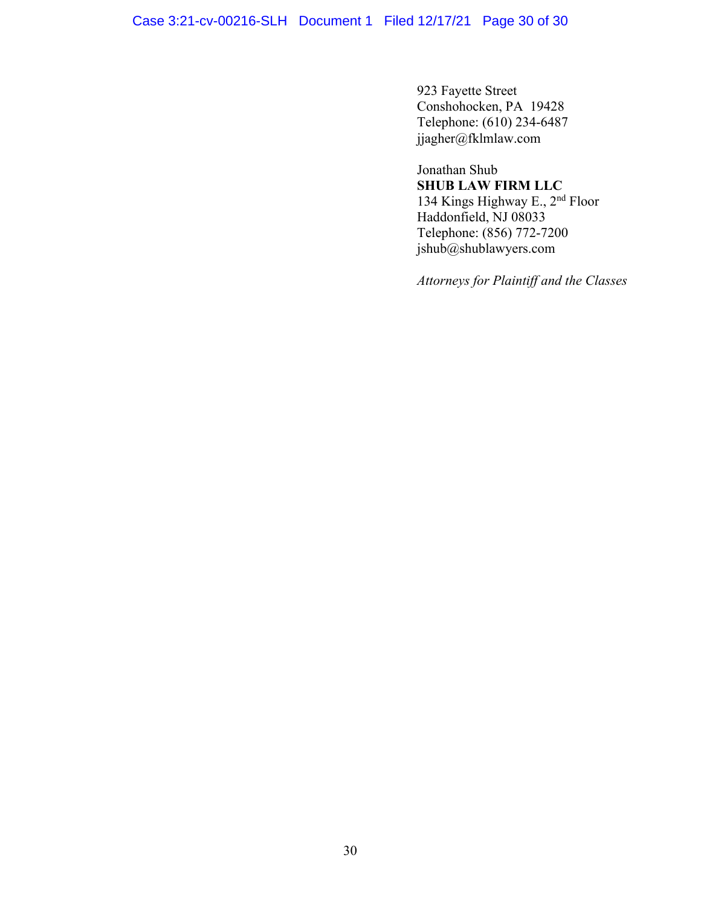923 Fayette Street
Conshohocken, PA 19428
Telephone: (610) 234-6487
jjagher@fklmlaw.com

Jonathan Shub
**SHUB LAW FIRM LLC**
134 Kings Highway E., 2nd Floor
Haddonfield, NJ 08033
Telephone: (856) 772-7200
jshub@shublawyers.com

*Attorneys for Plaintiff and the Classes*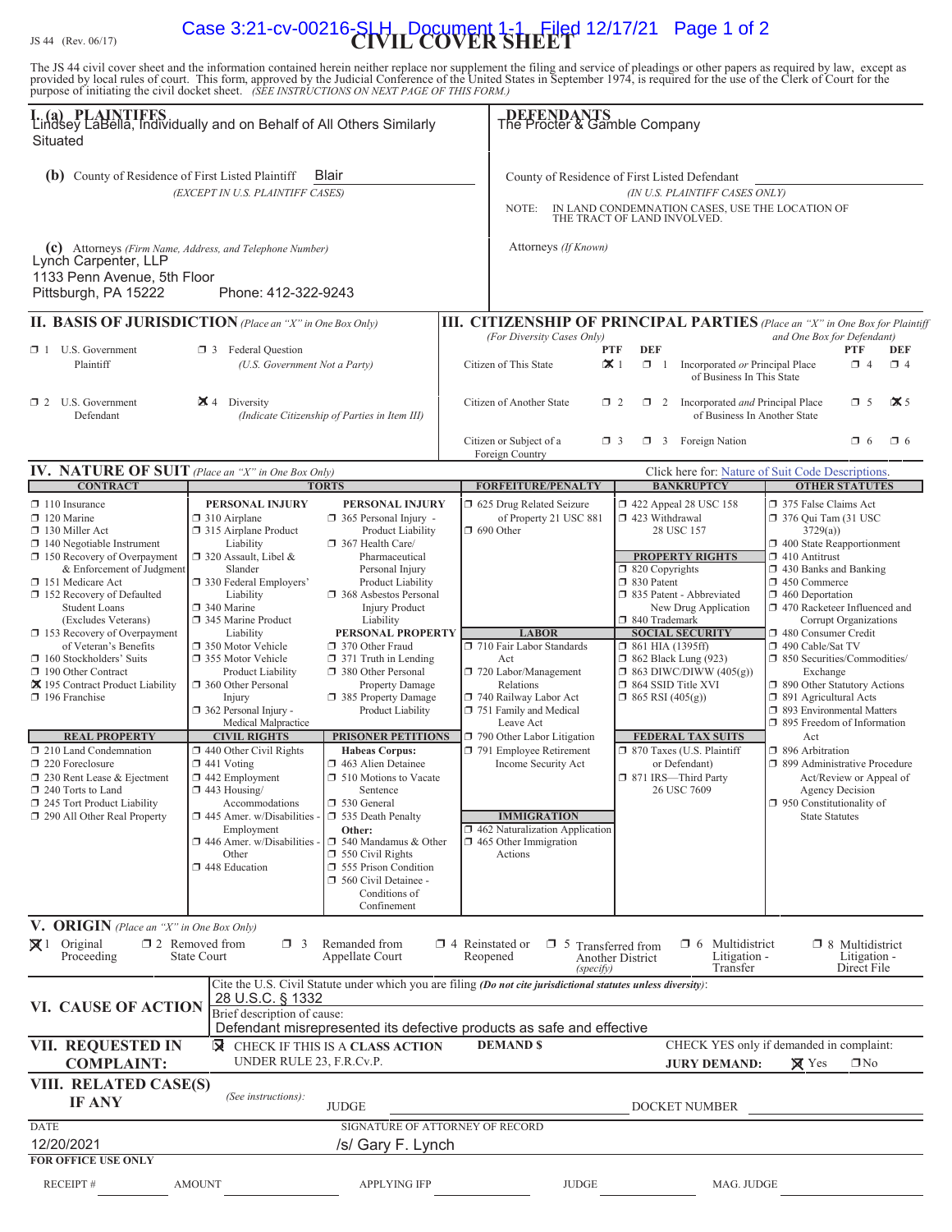JS 44 (Rev. 06/17)

# CIVIL COVER SHEET

The JS 44 civil cover sheet and the information contained herein neither replace nor supplement the filing and service of pleadings or other papers as required by law, except as provided by local rules of court. This form, approved by the Judicial Conference of the United States in September 1974, is required for the use of the Clerk of Court for the purpose of initiating the civil docket sheet. *(SEE INSTRUCTIONS ON NEXT PAGE OF THIS FORM.)*

## I. (a) PLAINTIFFS

Lindsey LaBella, Individually and on Behalf of All Others Similarly Situated

## DEFENDANTS

The Procter & Gamble Company

**(b)** County of Residence of First Listed Plaintiff: Blair
*(EXCEPT IN U.S. PLAINTIFF CASES)*

County of Residence of First Listed Defendant: 
*(IN U.S. PLAINTIFF CASES ONLY)*
NOTE: IN LAND CONDEMNATION CASES, USE THE LOCATION OF THE TRACT OF LAND INVOLVED.

**(c)** Attorneys *(Firm Name, Address, and Telephone Number)*
Lynch Carpenter, LLP
1133 Penn Avenue, 5th Floor
Pittsburgh, PA 15222 Phone: 412-322-9243

Attorneys *(If Known)*

## II. BASIS OF JURISDICTION *(Place an "X" in One Box Only)*

- ☐ 1 U.S. Government Plaintiff
- ☐ 3 Federal Question (U.S. Government Not a Party)
- ☐ 2 U.S. Government Defendant
- ☒ 4 Diversity (Indicate Citizenship of Parties in Item III)

## III. CITIZENSHIP OF PRINCIPAL PARTIES *(Place an "X" in One Box for Plaintiff and One Box for Defendant)* *(For Diversity Cases Only)*

| | PTF | DEF | | PTF | DEF |
|---|---|---|---|---|---|
| Citizen of This State | ☒ 1 | ☐ 1 | Incorporated *or* Principal Place of Business In This State | ☐ 4 | ☐ 4 |
| Citizen of Another State | ☐ 2 | ☐ 2 | Incorporated *and* Principal Place of Business In Another State | ☐ 5 | ☒ 5 |
| Citizen or Subject of a Foreign Country | ☐ 3 | ☐ 3 | Foreign Nation | ☐ 6 | ☐ 6 |

## IV. NATURE OF SUIT *(Place an "X" in One Box Only)*

Click here for: Nature of Suit Code Descriptions.

**CONTRACT:** ☐ 110 Insurance; ☐ 120 Marine; ☐ 130 Miller Act; ☐ 140 Negotiable Instrument; ☐ 150 Recovery of Overpayment & Enforcement of Judgment; ☐ 151 Medicare Act; ☐ 152 Recovery of Defaulted Student Loans (Excludes Veterans); ☐ 153 Recovery of Overpayment of Veteran's Benefits; ☐ 160 Stockholders' Suits; ☐ 190 Other Contract; ☒ 195 Contract Product Liability; ☐ 196 Franchise

**REAL PROPERTY:** ☐ 210 Land Condemnation; ☐ 220 Foreclosure; ☐ 230 Rent Lease & Ejectment; ☐ 240 Torts to Land; ☐ 245 Tort Product Liability; ☐ 290 All Other Real Property

**TORTS – PERSONAL INJURY:** ☐ 310 Airplane; ☐ 315 Airplane Product Liability; ☐ 320 Assault, Libel & Slander; ☐ 330 Federal Employers' Liability; ☐ 340 Marine; ☐ 345 Marine Product Liability; ☐ 350 Motor Vehicle; ☐ 355 Motor Vehicle Product Liability; ☐ 360 Other Personal Injury; ☐ 362 Personal Injury - Medical Malpractice

**TORTS – PERSONAL INJURY:** ☐ 365 Personal Injury - Product Liability; ☐ 367 Health Care/ Pharmaceutical Personal Injury Product Liability; ☐ 368 Asbestos Personal Injury Product Liability

**PERSONAL PROPERTY:** ☐ 370 Other Fraud; ☐ 371 Truth in Lending; ☐ 380 Other Personal Property Damage; ☐ 385 Property Damage Product Liability

**CIVIL RIGHTS:** ☐ 440 Other Civil Rights; ☐ 441 Voting; ☐ 442 Employment; ☐ 443 Housing/ Accommodations; ☐ 445 Amer. w/Disabilities - Employment; ☐ 446 Amer. w/Disabilities - Other; ☐ 448 Education

**PRISONER PETITIONS:** Habeas Corpus: ☐ 463 Alien Detainee; ☐ 510 Motions to Vacate Sentence; ☐ 530 General; ☐ 535 Death Penalty; Other: ☐ 540 Mandamus & Other; ☐ 550 Civil Rights; ☐ 555 Prison Condition; ☐ 560 Civil Detainee - Conditions of Confinement

**FORFEITURE/PENALTY:** ☐ 625 Drug Related Seizure of Property 21 USC 881; ☐ 690 Other

**LABOR:** ☐ 710 Fair Labor Standards Act; ☐ 720 Labor/Management Relations; ☐ 740 Railway Labor Act; ☐ 751 Family and Medical Leave Act; ☐ 790 Other Labor Litigation; ☐ 791 Employee Retirement Income Security Act

**IMMIGRATION:** ☐ 462 Naturalization Application; ☐ 465 Other Immigration Actions

**BANKRUPTCY:** ☐ 422 Appeal 28 USC 158; ☐ 423 Withdrawal 28 USC 157

**PROPERTY RIGHTS:** ☐ 820 Copyrights; ☐ 830 Patent; ☐ 835 Patent - Abbreviated New Drug Application; ☐ 840 Trademark

**SOCIAL SECURITY:** ☐ 861 HIA (1395ff); ☐ 862 Black Lung (923); ☐ 863 DIWC/DIWW (405(g)); ☐ 864 SSID Title XVI; ☐ 865 RSI (405(g))

**FEDERAL TAX SUITS:** ☐ 870 Taxes (U.S. Plaintiff or Defendant); ☐ 871 IRS—Third Party 26 USC 7609

**OTHER STATUTES:** ☐ 375 False Claims Act; ☐ 376 Qui Tam (31 USC 3729(a)); ☐ 400 State Reapportionment; ☐ 410 Antitrust; ☐ 430 Banks and Banking; ☐ 450 Commerce; ☐ 460 Deportation; ☐ 470 Racketeer Influenced and Corrupt Organizations; ☐ 480 Consumer Credit; ☐ 490 Cable/Sat TV; ☐ 850 Securities/Commodities/ Exchange; ☐ 890 Other Statutory Actions; ☐ 891 Agricultural Acts; ☐ 893 Environmental Matters; ☐ 895 Freedom of Information Act; ☐ 896 Arbitration; ☐ 899 Administrative Procedure Act/Review or Appeal of Agency Decision; ☐ 950 Constitutionality of State Statutes

## V. ORIGIN *(Place an "X" in One Box Only)*

☒ 1 Original Proceeding; ☐ 2 Removed from State Court; ☐ 3 Remanded from Appellate Court; ☐ 4 Reinstated or Reopened; ☐ 5 Transferred from Another District *(specify)*; ☐ 6 Multidistrict Litigation - Transfer; ☐ 8 Multidistrict Litigation - Direct File

## VI. CAUSE OF ACTION

Cite the U.S. Civil Statute under which you are filing *(Do not cite jurisdictional statutes unless diversity)*:
28 U.S.C. § 1332

Brief description of cause:
Defendant misrepresented its defective products as safe and effective

## VII. REQUESTED IN COMPLAINT:

☒ CHECK IF THIS IS A CLASS ACTION UNDER RULE 23, F.R.Cv.P.

**DEMAND $**

CHECK YES only if demanded in complaint: **JURY DEMAND:** ☒ Yes ☐ No

## VIII. RELATED CASE(S) IF ANY

*(See instructions):* JUDGE DOCKET NUMBER

DATE: 12/20/2021

SIGNATURE OF ATTORNEY OF RECORD: /s/ Gary F. Lynch

**FOR OFFICE USE ONLY**

RECEIPT # AMOUNT APPLYING IFP JUDGE MAG. JUDGE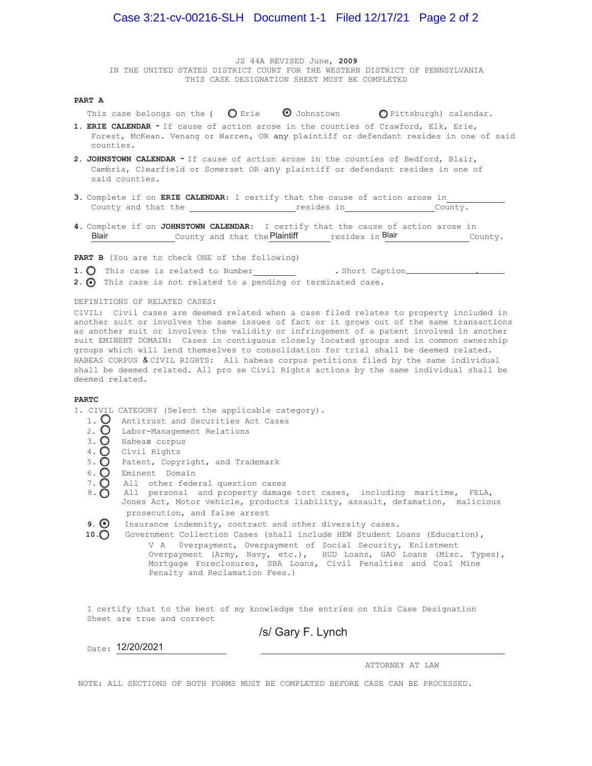JS 44A REVISED June, **2009**
IN THE UNITED STATES DISTRICT COURT FOR THE WESTERN DISTRICT OF PENNSYLVANIA
THIS CASE DESIGNATION SHEET MUST BE COMPLETED

**PART A**

This case belongs on the ( ○ Erie ⦿ Johnstown ○ Pittsburgh) calendar.

1. **ERIE CALENDAR -** If cause of action arose in the counties of Crawford, Elk, Erie, Forest, McKean. Venang or Warren, OR any plaintiff or defendant resides in one of said counties.

2. **JOHNSTOWN CALENDAR -** If cause of action arose in the counties of Bedford, Blair, Cambria, Clearfield or Somerset OR any plaintiff or defendant resides in one of said counties.

3. Complete if on **ERIE CALENDAR:** I certify that the cause of action arose in ____________ County and that the ____________________ resides in ____________________ County.

4. Complete if on **JOHNSTOWN CALENDAR:** I certify that the cause of action arose in Blair County and that the Plaintiff resides in Blair County.

**PART B** (You are to check ONE of the following)

1. ○ This case is related to Number__________ . Short Caption______________ .
2. ⦿ This case is not related to a pending or terminated case.

DEFINlTIONS OF RELATED CASES:

CIVIL: Civil cases are deemed related when a case filed relates to property included in another suit or involves the same issues of fact or it grows out of the same transactions as another suit or involves the validity or infringement of a patent involved in another suit EMINENT DOMAIN: Cases in contiguous closely located groups and in common ownership groups which will lend themselves to consolidation for trial shall be deemed related. HABEAS CORPUS & CIVIL RIGHTS: All habeas corpus petitions filed by the same individual shall be deemed related. All pro se Civil Rights actions by the same individual shall be deemed related.

**PARTC**

I. CIVIL CATEGORY (Select the applicable category).

1. ○ Antitrust and Securities Act Cases
2. ○ Labor-Management Relations
3. ○ Habeas corpus
4. ○ Civil Rights
5. ○ Patent, Copyright, and Trademark
6. ○ Eminent Domain
7. ○ All other federal question cases
8. ○ All personal and property damage tort cases, including maritime, FELA, Jones Act, Motor vehicle, products liability, assault, defamation, malicious prosecution, and false arrest
9. ⦿ Insurance indemnity, contract and other diversity cases.
10. ○ Government Collection Cases (shall include HEW Student Loans (Education), V A Overpayment, Overpayment of Social Security, Enlistment Overpayment (Army, Navy, etc.), HUD Loans, GAO Loans (Misc. Types), Mortgage Foreclosures, SBA Loans, Civil Penalties and Coal Mine Penalty and Reclamation Fees.)

I certify that to the best of my knowledge the entries on this Case Designation Sheet are true and correct

/s/ Gary F. Lynch

Date: 12/20/2021

ATTORNEY AT LAW

NOTE: ALL SECTIONS OF BOTH FORMS MUST BE COMPLETED BEFORE CASE CAN BE PROCESSED.